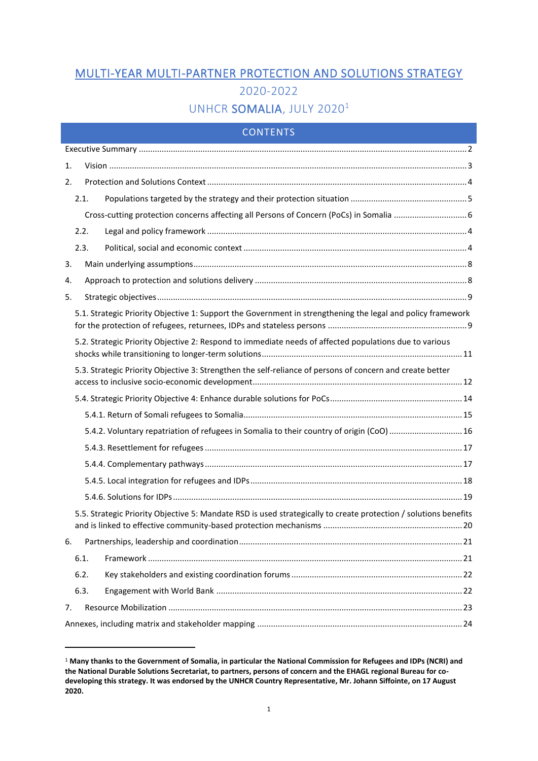# MULTI-YEAR MULTI-PARTNER PROTECTION AND SOLUTIONS STRATEGY

## 2020-2022

## UNHCR SOMALIA, JULY 2020[1]

## CONTENTS

Executive Summary .......... 2

1. Vision .......... 3
2. Protection and Solutions Context .......... 4
   - 2.1. Populations targeted by the strategy and their protection situation .......... 5
   - Cross-cutting protection concerns affecting all Persons of Concern (PoCs) in Somalia .......... 6
   - 2.2. Legal and policy framework .......... 4
   - 2.3. Political, social and economic context .......... 4
3. Main underlying assumptions .......... 8
4. Approach to protection and solutions delivery .......... 8
5. Strategic objectives .......... 9
   - 5.1. Strategic Priority Objective 1: Support the Government in strengthening the legal and policy framework for the protection of refugees, returnees, IDPs and stateless persons .......... 9
   - 5.2. Strategic Priority Objective 2: Respond to immediate needs of affected populations due to various shocks while transitioning to longer-term solutions .......... 11
   - 5.3. Strategic Priority Objective 3: Strengthen the self-reliance of persons of concern and create better access to inclusive socio-economic development .......... 12
   - 5.4. Strategic Priority Objective 4: Enhance durable solutions for PoCs .......... 14
     - 5.4.1. Return of Somali refugees to Somalia .......... 15
     - 5.4.2. Voluntary repatriation of refugees in Somalia to their country of origin (CoO) .......... 16
     - 5.4.3. Resettlement for refugees .......... 17
     - 5.4.4. Complementary pathways .......... 17
     - 5.4.5. Local integration for refugees and IDPs .......... 18
     - 5.4.6. Solutions for IDPs .......... 19
   - 5.5. Strategic Priority Objective 5: Mandate RSD is used strategically to create protection / solutions benefits and is linked to effective community-based protection mechanisms .......... 20
6. Partnerships, leadership and coordination .......... 21
   - 6.1. Framework .......... 21
   - 6.2. Key stakeholders and existing coordination forums .......... 22
   - 6.3. Engagement with World Bank .......... 22
7. Resource Mobilization .......... 23

Annexes, including matrix and stakeholder mapping .......... 24

---

[1] **Many thanks to the Government of Somalia, in particular the National Commission for Refugees and IDPs (NCRI) and the National Durable Solutions Secretariat, to partners, persons of concern and the EHAGL regional Bureau for co-developing this strategy. It was endorsed by the UNHCR Country Representative, Mr. Johann Siffointe, on 17 August 2020.**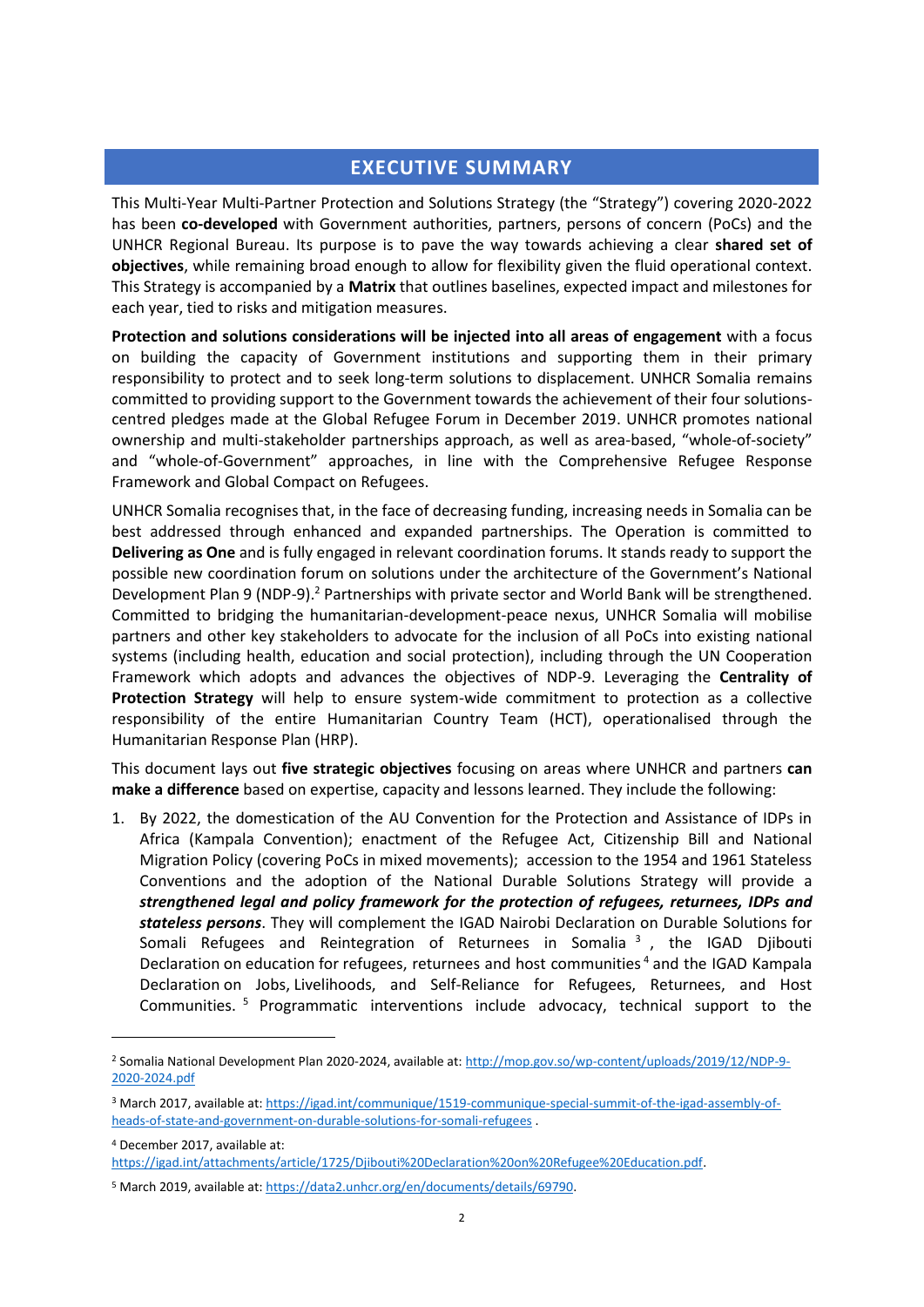## EXECUTIVE SUMMARY

This Multi-Year Multi-Partner Protection and Solutions Strategy (the "Strategy") covering 2020-2022 has been **co-developed** with Government authorities, partners, persons of concern (PoCs) and the UNHCR Regional Bureau. Its purpose is to pave the way towards achieving a clear **shared set of objectives**, while remaining broad enough to allow for flexibility given the fluid operational context. This Strategy is accompanied by a **Matrix** that outlines baselines, expected impact and milestones for each year, tied to risks and mitigation measures.

**Protection and solutions considerations will be injected into all areas of engagement** with a focus on building the capacity of Government institutions and supporting them in their primary responsibility to protect and to seek long-term solutions to displacement. UNHCR Somalia remains committed to providing support to the Government towards the achievement of their four solutions-centred pledges made at the Global Refugee Forum in December 2019. UNHCR promotes national ownership and multi-stakeholder partnerships approach, as well as area-based, "whole-of-society" and "whole-of-Government" approaches, in line with the Comprehensive Refugee Response Framework and Global Compact on Refugees.

UNHCR Somalia recognises that, in the face of decreasing funding, increasing needs in Somalia can be best addressed through enhanced and expanded partnerships. The Operation is committed to **Delivering as One** and is fully engaged in relevant coordination forums. It stands ready to support the possible new coordination forum on solutions under the architecture of the Government's National Development Plan 9 (NDP-9).[2] Partnerships with private sector and World Bank will be strengthened. Committed to bridging the humanitarian-development-peace nexus, UNHCR Somalia will mobilise partners and other key stakeholders to advocate for the inclusion of all PoCs into existing national systems (including health, education and social protection), including through the UN Cooperation Framework which adopts and advances the objectives of NDP-9. Leveraging the **Centrality of Protection Strategy** will help to ensure system-wide commitment to protection as a collective responsibility of the entire Humanitarian Country Team (HCT), operationalised through the Humanitarian Response Plan (HRP).

This document lays out **five strategic objectives** focusing on areas where UNHCR and partners **can make a difference** based on expertise, capacity and lessons learned. They include the following:

1. By 2022, the domestication of the AU Convention for the Protection and Assistance of IDPs in Africa (Kampala Convention); enactment of the Refugee Act, Citizenship Bill and National Migration Policy (covering PoCs in mixed movements); accession to the 1954 and 1961 Stateless Conventions and the adoption of the National Durable Solutions Strategy will provide a ***strengthened legal and policy framework for the protection of refugees, returnees, IDPs and stateless persons***. They will complement the IGAD Nairobi Declaration on Durable Solutions for Somali Refugees and Reintegration of Returnees in Somalia[3], the IGAD Djibouti Declaration on education for refugees, returnees and host communities[4] and the IGAD Kampala Declaration on Jobs, Livelihoods, and Self-Reliance for Refugees, Returnees, and Host Communities.[5] Programmatic interventions include advocacy, technical support to the

---

[2] Somalia National Development Plan 2020-2024, available at: http://mop.gov.so/wp-content/uploads/2019/12/NDP-9-2020-2024.pdf

[3] March 2017, available at: https://igad.int/communique/1519-communique-special-summit-of-the-igad-assembly-of-heads-of-state-and-government-on-durable-solutions-for-somali-refugees .

[4] December 2017, available at: https://igad.int/attachments/article/1725/Djibouti%20Declaration%20on%20Refugee%20Education.pdf.

[5] March 2019, available at: https://data2.unhcr.org/en/documents/details/69790.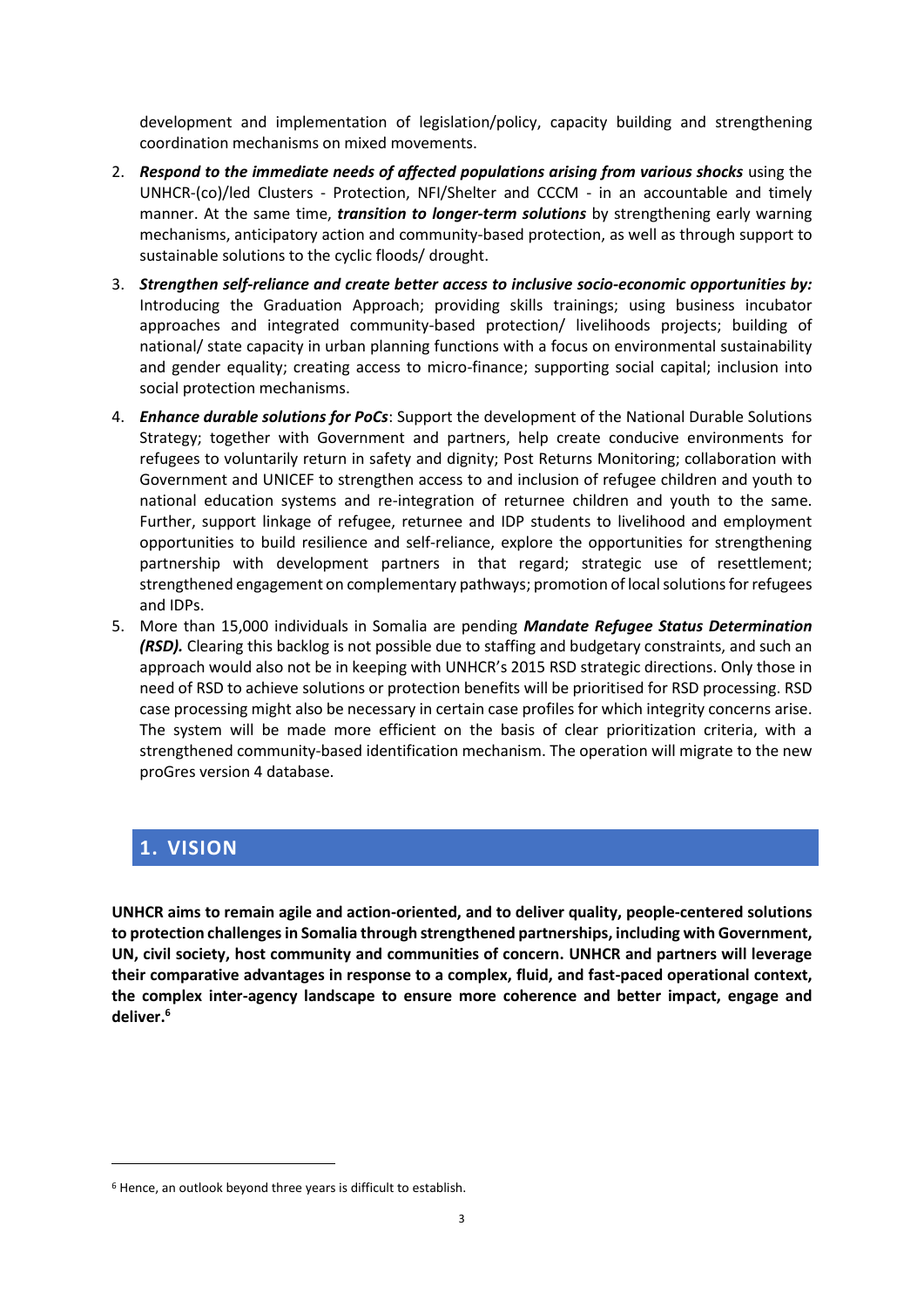development and implementation of legislation/policy, capacity building and strengthening coordination mechanisms on mixed movements.

2. ***Respond to the immediate needs of affected populations arising from various shocks*** using the UNHCR-(co)/led Clusters - Protection, NFI/Shelter and CCCM - in an accountable and timely manner. At the same time, ***transition to longer-term solutions*** by strengthening early warning mechanisms, anticipatory action and community-based protection, as well as through support to sustainable solutions to the cyclic floods/ drought.

3. ***Strengthen self-reliance and create better access to inclusive socio-economic opportunities by:*** Introducing the Graduation Approach; providing skills trainings; using business incubator approaches and integrated community-based protection/ livelihoods projects; building of national/ state capacity in urban planning functions with a focus on environmental sustainability and gender equality; creating access to micro-finance; supporting social capital; inclusion into social protection mechanisms.

4. ***Enhance durable solutions for PoCs***: Support the development of the National Durable Solutions Strategy; together with Government and partners, help create conducive environments for refugees to voluntarily return in safety and dignity; Post Returns Monitoring; collaboration with Government and UNICEF to strengthen access to and inclusion of refugee children and youth to national education systems and re-integration of returnee children and youth to the same. Further, support linkage of refugee, returnee and IDP students to livelihood and employment opportunities to build resilience and self-reliance, explore the opportunities for strengthening partnership with development partners in that regard; strategic use of resettlement; strengthened engagement on complementary pathways; promotion of local solutions for refugees and IDPs.

5. More than 15,000 individuals in Somalia are pending ***Mandate Refugee Status Determination (RSD).*** Clearing this backlog is not possible due to staffing and budgetary constraints, and such an approach would also not be in keeping with UNHCR's 2015 RSD strategic directions. Only those in need of RSD to achieve solutions or protection benefits will be prioritised for RSD processing. RSD case processing might also be necessary in certain case profiles for which integrity concerns arise. The system will be made more efficient on the basis of clear prioritization criteria, with a strengthened community-based identification mechanism. The operation will migrate to the new proGres version 4 database.

# 1. VISION

**UNHCR aims to remain agile and action-oriented, and to deliver quality, people-centered solutions to protection challenges in Somalia through strengthened partnerships, including with Government, UN, civil society, host community and communities of concern. UNHCR and partners will leverage their comparative advantages in response to a complex, fluid, and fast-paced operational context, the complex inter-agency landscape to ensure more coherence and better impact, engage and deliver.[6]**

---

[6] Hence, an outlook beyond three years is difficult to establish.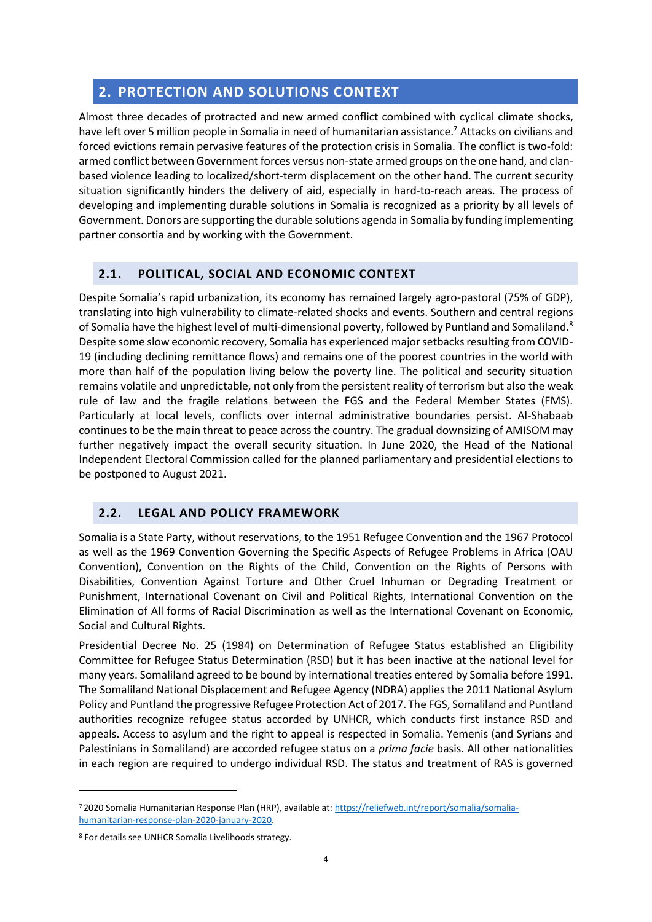## 2. PROTECTION AND SOLUTIONS CONTEXT

Almost three decades of protracted and new armed conflict combined with cyclical climate shocks, have left over 5 million people in Somalia in need of humanitarian assistance.[7] Attacks on civilians and forced evictions remain pervasive features of the protection crisis in Somalia. The conflict is two-fold: armed conflict between Government forces versus non-state armed groups on the one hand, and clan-based violence leading to localized/short-term displacement on the other hand. The current security situation significantly hinders the delivery of aid, especially in hard-to-reach areas. The process of developing and implementing durable solutions in Somalia is recognized as a priority by all levels of Government. Donors are supporting the durable solutions agenda in Somalia by funding implementing partner consortia and by working with the Government.

### 2.1. POLITICAL, SOCIAL AND ECONOMIC CONTEXT

Despite Somalia's rapid urbanization, its economy has remained largely agro-pastoral (75% of GDP), translating into high vulnerability to climate-related shocks and events. Southern and central regions of Somalia have the highest level of multi-dimensional poverty, followed by Puntland and Somaliland.[8] Despite some slow economic recovery, Somalia has experienced major setbacks resulting from COVID-19 (including declining remittance flows) and remains one of the poorest countries in the world with more than half of the population living below the poverty line. The political and security situation remains volatile and unpredictable, not only from the persistent reality of terrorism but also the weak rule of law and the fragile relations between the FGS and the Federal Member States (FMS). Particularly at local levels, conflicts over internal administrative boundaries persist. Al-Shabaab continues to be the main threat to peace across the country. The gradual downsizing of AMISOM may further negatively impact the overall security situation. In June 2020, the Head of the National Independent Electoral Commission called for the planned parliamentary and presidential elections to be postponed to August 2021.

### 2.2. LEGAL AND POLICY FRAMEWORK

Somalia is a State Party, without reservations, to the 1951 Refugee Convention and the 1967 Protocol as well as the 1969 Convention Governing the Specific Aspects of Refugee Problems in Africa (OAU Convention), Convention on the Rights of the Child, Convention on the Rights of Persons with Disabilities, Convention Against Torture and Other Cruel Inhuman or Degrading Treatment or Punishment, International Covenant on Civil and Political Rights, International Convention on the Elimination of All forms of Racial Discrimination as well as the International Covenant on Economic, Social and Cultural Rights.

Presidential Decree No. 25 (1984) on Determination of Refugee Status established an Eligibility Committee for Refugee Status Determination (RSD) but it has been inactive at the national level for many years. Somaliland agreed to be bound by international treaties entered by Somalia before 1991. The Somaliland National Displacement and Refugee Agency (NDRA) applies the 2011 National Asylum Policy and Puntland the progressive Refugee Protection Act of 2017. The FGS, Somaliland and Puntland authorities recognize refugee status accorded by UNHCR, which conducts first instance RSD and appeals. Access to asylum and the right to appeal is respected in Somalia. Yemenis (and Syrians and Palestinians in Somaliland) are accorded refugee status on a *prima facie* basis. All other nationalities in each region are required to undergo individual RSD. The status and treatment of RAS is governed

---

[7] 2020 Somalia Humanitarian Response Plan (HRP), available at: https://reliefweb.int/report/somalia/somalia-humanitarian-response-plan-2020-january-2020.

[8] For details see UNHCR Somalia Livelihoods strategy.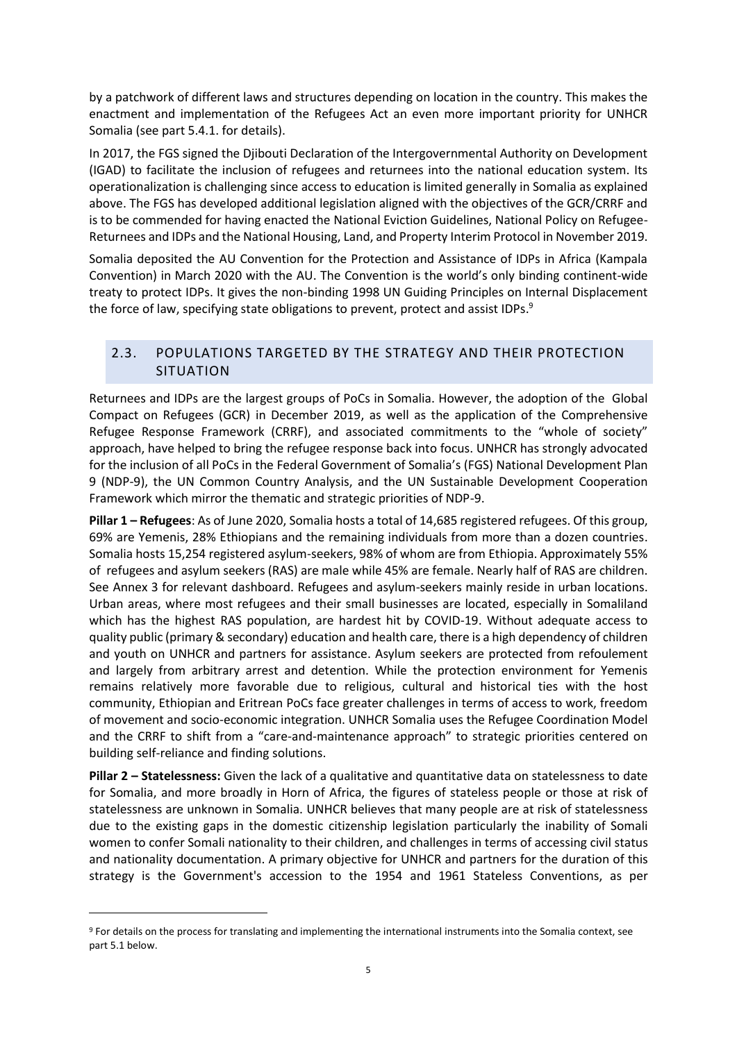by a patchwork of different laws and structures depending on location in the country. This makes the enactment and implementation of the Refugees Act an even more important priority for UNHCR Somalia (see part 5.4.1. for details).

In 2017, the FGS signed the Djibouti Declaration of the Intergovernmental Authority on Development (IGAD) to facilitate the inclusion of refugees and returnees into the national education system. Its operationalization is challenging since access to education is limited generally in Somalia as explained above. The FGS has developed additional legislation aligned with the objectives of the GCR/CRRF and is to be commended for having enacted the National Eviction Guidelines, National Policy on Refugee-Returnees and IDPs and the National Housing, Land, and Property Interim Protocol in November 2019.

Somalia deposited the AU Convention for the Protection and Assistance of IDPs in Africa (Kampala Convention) in March 2020 with the AU. The Convention is the world's only binding continent-wide treaty to protect IDPs. It gives the non-binding 1998 UN Guiding Principles on Internal Displacement the force of law, specifying state obligations to prevent, protect and assist IDPs.[9]

## 2.3. POPULATIONS TARGETED BY THE STRATEGY AND THEIR PROTECTION SITUATION

Returnees and IDPs are the largest groups of PoCs in Somalia. However, the adoption of the Global Compact on Refugees (GCR) in December 2019, as well as the application of the Comprehensive Refugee Response Framework (CRRF), and associated commitments to the "whole of society" approach, have helped to bring the refugee response back into focus. UNHCR has strongly advocated for the inclusion of all PoCs in the Federal Government of Somalia's (FGS) National Development Plan 9 (NDP-9), the UN Common Country Analysis, and the UN Sustainable Development Cooperation Framework which mirror the thematic and strategic priorities of NDP-9.

**Pillar 1 – Refugees**: As of June 2020, Somalia hosts a total of 14,685 registered refugees. Of this group, 69% are Yemenis, 28% Ethiopians and the remaining individuals from more than a dozen countries. Somalia hosts 15,254 registered asylum-seekers, 98% of whom are from Ethiopia. Approximately 55% of refugees and asylum seekers (RAS) are male while 45% are female. Nearly half of RAS are children. See Annex 3 for relevant dashboard. Refugees and asylum-seekers mainly reside in urban locations. Urban areas, where most refugees and their small businesses are located, especially in Somaliland which has the highest RAS population, are hardest hit by COVID-19. Without adequate access to quality public (primary & secondary) education and health care, there is a high dependency of children and youth on UNHCR and partners for assistance. Asylum seekers are protected from refoulement and largely from arbitrary arrest and detention. While the protection environment for Yemenis remains relatively more favorable due to religious, cultural and historical ties with the host community, Ethiopian and Eritrean PoCs face greater challenges in terms of access to work, freedom of movement and socio-economic integration. UNHCR Somalia uses the Refugee Coordination Model and the CRRF to shift from a "care-and-maintenance approach" to strategic priorities centered on building self-reliance and finding solutions.

**Pillar 2 – Statelessness:** Given the lack of a qualitative and quantitative data on statelessness to date for Somalia, and more broadly in Horn of Africa, the figures of stateless people or those at risk of statelessness are unknown in Somalia. UNHCR believes that many people are at risk of statelessness due to the existing gaps in the domestic citizenship legislation particularly the inability of Somali women to confer Somali nationality to their children, and challenges in terms of accessing civil status and nationality documentation. A primary objective for UNHCR and partners for the duration of this strategy is the Government's accession to the 1954 and 1961 Stateless Conventions, as per

---

[9] For details on the process for translating and implementing the international instruments into the Somalia context, see part 5.1 below.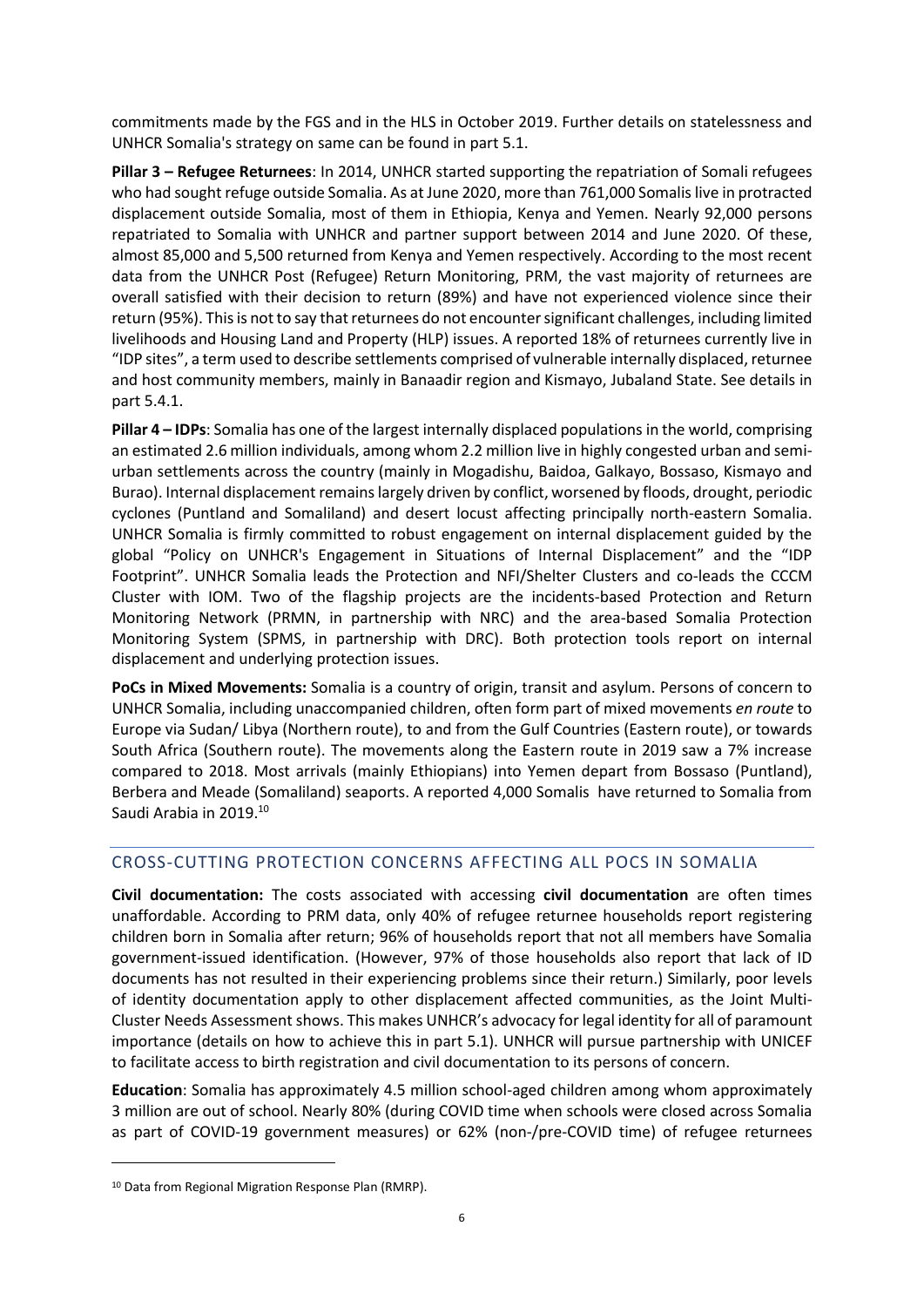commitments made by the FGS and in the HLS in October 2019. Further details on statelessness and UNHCR Somalia's strategy on same can be found in part 5.1.

**Pillar 3 – Refugee Returnees**: In 2014, UNHCR started supporting the repatriation of Somali refugees who had sought refuge outside Somalia. As at June 2020, more than 761,000 Somalis live in protracted displacement outside Somalia, most of them in Ethiopia, Kenya and Yemen. Nearly 92,000 persons repatriated to Somalia with UNHCR and partner support between 2014 and June 2020. Of these, almost 85,000 and 5,500 returned from Kenya and Yemen respectively. According to the most recent data from the UNHCR Post (Refugee) Return Monitoring, PRM, the vast majority of returnees are overall satisfied with their decision to return (89%) and have not experienced violence since their return (95%). This is not to say that returnees do not encounter significant challenges, including limited livelihoods and Housing Land and Property (HLP) issues. A reported 18% of returnees currently live in "IDP sites", a term used to describe settlements comprised of vulnerable internally displaced, returnee and host community members, mainly in Banaadir region and Kismayo, Jubaland State. See details in part 5.4.1.

**Pillar 4 – IDPs**: Somalia has one of the largest internally displaced populations in the world, comprising an estimated 2.6 million individuals, among whom 2.2 million live in highly congested urban and semi-urban settlements across the country (mainly in Mogadishu, Baidoa, Galkayo, Bossaso, Kismayo and Burao). Internal displacement remains largely driven by conflict, worsened by floods, drought, periodic cyclones (Puntland and Somaliland) and desert locust affecting principally north-eastern Somalia. UNHCR Somalia is firmly committed to robust engagement on internal displacement guided by the global "Policy on UNHCR's Engagement in Situations of Internal Displacement" and the "IDP Footprint". UNHCR Somalia leads the Protection and NFI/Shelter Clusters and co-leads the CCCM Cluster with IOM. Two of the flagship projects are the incidents-based Protection and Return Monitoring Network (PRMN, in partnership with NRC) and the area-based Somalia Protection Monitoring System (SPMS, in partnership with DRC). Both protection tools report on internal displacement and underlying protection issues.

**PoCs in Mixed Movements:** Somalia is a country of origin, transit and asylum. Persons of concern to UNHCR Somalia, including unaccompanied children, often form part of mixed movements *en route* to Europe via Sudan/ Libya (Northern route), to and from the Gulf Countries (Eastern route), or towards South Africa (Southern route). The movements along the Eastern route in 2019 saw a 7% increase compared to 2018. Most arrivals (mainly Ethiopians) into Yemen depart from Bossaso (Puntland), Berbera and Meade (Somaliland) seaports. A reported 4,000 Somalis have returned to Somalia from Saudi Arabia in 2019.[10]

## CROSS-CUTTING PROTECTION CONCERNS AFFECTING ALL POCS IN SOMALIA

**Civil documentation:** The costs associated with accessing **civil documentation** are often times unaffordable. According to PRM data, only 40% of refugee returnee households report registering children born in Somalia after return; 96% of households report that not all members have Somalia government-issued identification. (However, 97% of those households also report that lack of ID documents has not resulted in their experiencing problems since their return.) Similarly, poor levels of identity documentation apply to other displacement affected communities, as the Joint Multi-Cluster Needs Assessment shows. This makes UNHCR's advocacy for legal identity for all of paramount importance (details on how to achieve this in part 5.1). UNHCR will pursue partnership with UNICEF to facilitate access to birth registration and civil documentation to its persons of concern.

**Education**: Somalia has approximately 4.5 million school-aged children among whom approximately 3 million are out of school. Nearly 80% (during COVID time when schools were closed across Somalia as part of COVID-19 government measures) or 62% (non-/pre-COVID time) of refugee returnees

---

[10] Data from Regional Migration Response Plan (RMRP).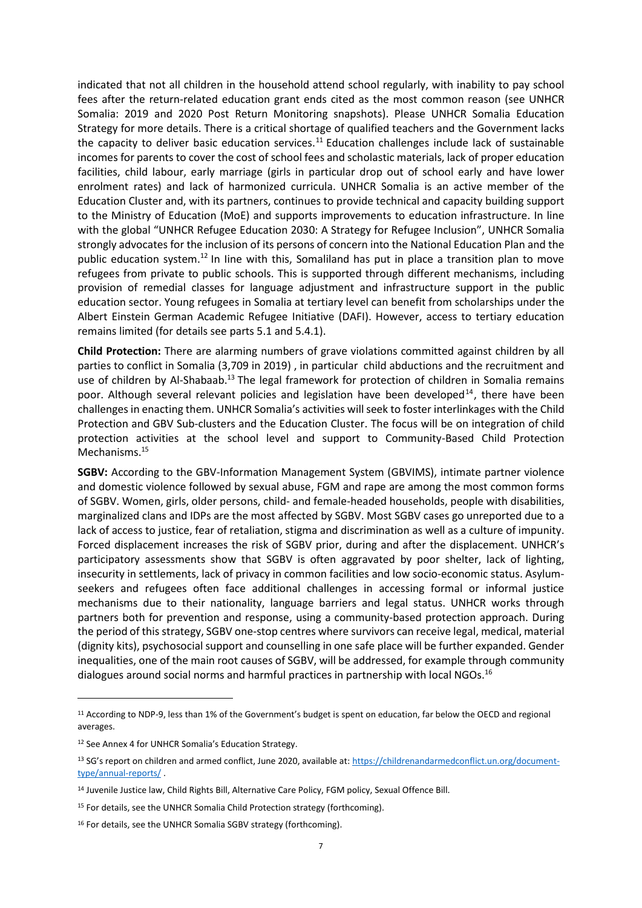indicated that not all children in the household attend school regularly, with inability to pay school fees after the return-related education grant ends cited as the most common reason (see UNHCR Somalia: 2019 and 2020 Post Return Monitoring snapshots). Please UNHCR Somalia Education Strategy for more details. There is a critical shortage of qualified teachers and the Government lacks the capacity to deliver basic education services.[11] Education challenges include lack of sustainable incomes for parents to cover the cost of school fees and scholastic materials, lack of proper education facilities, child labour, early marriage (girls in particular drop out of school early and have lower enrolment rates) and lack of harmonized curricula. UNHCR Somalia is an active member of the Education Cluster and, with its partners, continues to provide technical and capacity building support to the Ministry of Education (MoE) and supports improvements to education infrastructure. In line with the global "UNHCR Refugee Education 2030: A Strategy for Refugee Inclusion", UNHCR Somalia strongly advocates for the inclusion of its persons of concern into the National Education Plan and the public education system.[12] In line with this, Somaliland has put in place a transition plan to move refugees from private to public schools. This is supported through different mechanisms, including provision of remedial classes for language adjustment and infrastructure support in the public education sector. Young refugees in Somalia at tertiary level can benefit from scholarships under the Albert Einstein German Academic Refugee Initiative (DAFI). However, access to tertiary education remains limited (for details see parts 5.1 and 5.4.1).

**Child Protection:** There are alarming numbers of grave violations committed against children by all parties to conflict in Somalia (3,709 in 2019) , in particular child abductions and the recruitment and use of children by Al-Shabaab.[13] The legal framework for protection of children in Somalia remains poor. Although several relevant policies and legislation have been developed[14], there have been challenges in enacting them. UNHCR Somalia's activities will seek to foster interlinkages with the Child Protection and GBV Sub-clusters and the Education Cluster. The focus will be on integration of child protection activities at the school level and support to Community-Based Child Protection Mechanisms.[15]

**SGBV:** According to the GBV-Information Management System (GBVIMS), intimate partner violence and domestic violence followed by sexual abuse, FGM and rape are among the most common forms of SGBV. Women, girls, older persons, child- and female-headed households, people with disabilities, marginalized clans and IDPs are the most affected by SGBV. Most SGBV cases go unreported due to a lack of access to justice, fear of retaliation, stigma and discrimination as well as a culture of impunity. Forced displacement increases the risk of SGBV prior, during and after the displacement. UNHCR's participatory assessments show that SGBV is often aggravated by poor shelter, lack of lighting, insecurity in settlements, lack of privacy in common facilities and low socio-economic status. Asylum-seekers and refugees often face additional challenges in accessing formal or informal justice mechanisms due to their nationality, language barriers and legal status. UNHCR works through partners both for prevention and response, using a community-based protection approach. During the period of this strategy, SGBV one-stop centres where survivors can receive legal, medical, material (dignity kits), psychosocial support and counselling in one safe place will be further expanded. Gender inequalities, one of the main root causes of SGBV, will be addressed, for example through community dialogues around social norms and harmful practices in partnership with local NGOs.[16]

---

[11] According to NDP-9, less than 1% of the Government's budget is spent on education, far below the OECD and regional averages.

[12] See Annex 4 for UNHCR Somalia's Education Strategy.

[13] SG's report on children and armed conflict, June 2020, available at: https://childrenandarmedconflict.un.org/document-type/annual-reports/ .

[14] Juvenile Justice law, Child Rights Bill, Alternative Care Policy, FGM policy, Sexual Offence Bill.

[15] For details, see the UNHCR Somalia Child Protection strategy (forthcoming).

[16] For details, see the UNHCR Somalia SGBV strategy (forthcoming).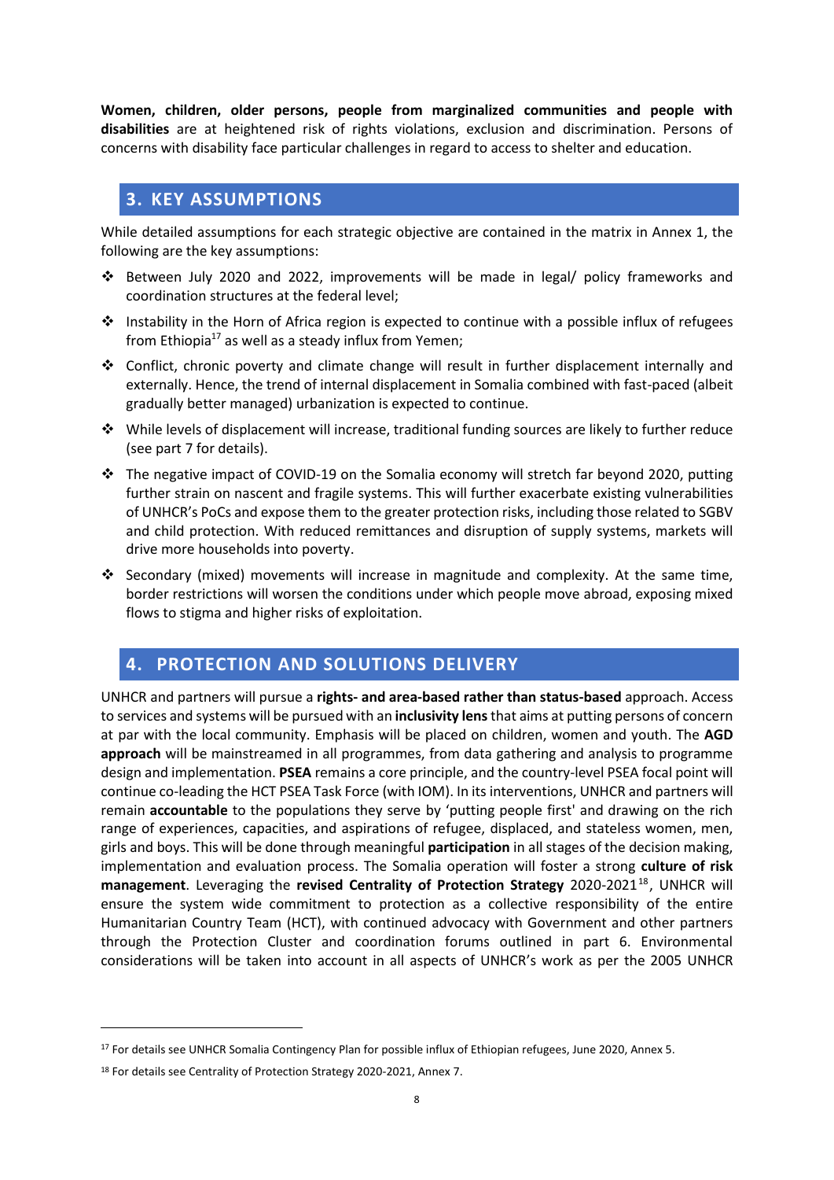**Women, children, older persons, people from marginalized communities and people with disabilities** are at heightened risk of rights violations, exclusion and discrimination. Persons of concerns with disability face particular challenges in regard to access to shelter and education.

## 3. KEY ASSUMPTIONS

While detailed assumptions for each strategic objective are contained in the matrix in Annex 1, the following are the key assumptions:

- Between July 2020 and 2022, improvements will be made in legal/ policy frameworks and coordination structures at the federal level;
- Instability in the Horn of Africa region is expected to continue with a possible influx of refugees from Ethiopia[17] as well as a steady influx from Yemen;
- Conflict, chronic poverty and climate change will result in further displacement internally and externally. Hence, the trend of internal displacement in Somalia combined with fast-paced (albeit gradually better managed) urbanization is expected to continue.
- While levels of displacement will increase, traditional funding sources are likely to further reduce (see part 7 for details).
- The negative impact of COVID-19 on the Somalia economy will stretch far beyond 2020, putting further strain on nascent and fragile systems. This will further exacerbate existing vulnerabilities of UNHCR's PoCs and expose them to the greater protection risks, including those related to SGBV and child protection. With reduced remittances and disruption of supply systems, markets will drive more households into poverty.
- Secondary (mixed) movements will increase in magnitude and complexity. At the same time, border restrictions will worsen the conditions under which people move abroad, exposing mixed flows to stigma and higher risks of exploitation.

## 4. PROTECTION AND SOLUTIONS DELIVERY

UNHCR and partners will pursue a **rights- and area-based rather than status-based** approach. Access to services and systems will be pursued with an **inclusivity lens** that aims at putting persons of concern at par with the local community. Emphasis will be placed on children, women and youth. The **AGD approach** will be mainstreamed in all programmes, from data gathering and analysis to programme design and implementation. **PSEA** remains a core principle, and the country-level PSEA focal point will continue co-leading the HCT PSEA Task Force (with IOM). In its interventions, UNHCR and partners will remain **accountable** to the populations they serve by 'putting people first' and drawing on the rich range of experiences, capacities, and aspirations of refugee, displaced, and stateless women, men, girls and boys. This will be done through meaningful **participation** in all stages of the decision making, implementation and evaluation process. The Somalia operation will foster a strong **culture of risk management**. Leveraging the **revised Centrality of Protection Strategy** 2020-2021[18], UNHCR will ensure the system wide commitment to protection as a collective responsibility of the entire Humanitarian Country Team (HCT), with continued advocacy with Government and other partners through the Protection Cluster and coordination forums outlined in part 6. Environmental considerations will be taken into account in all aspects of UNHCR's work as per the 2005 UNHCR

[17] For details see UNHCR Somalia Contingency Plan for possible influx of Ethiopian refugees, June 2020, Annex 5.

[18] For details see Centrality of Protection Strategy 2020-2021, Annex 7.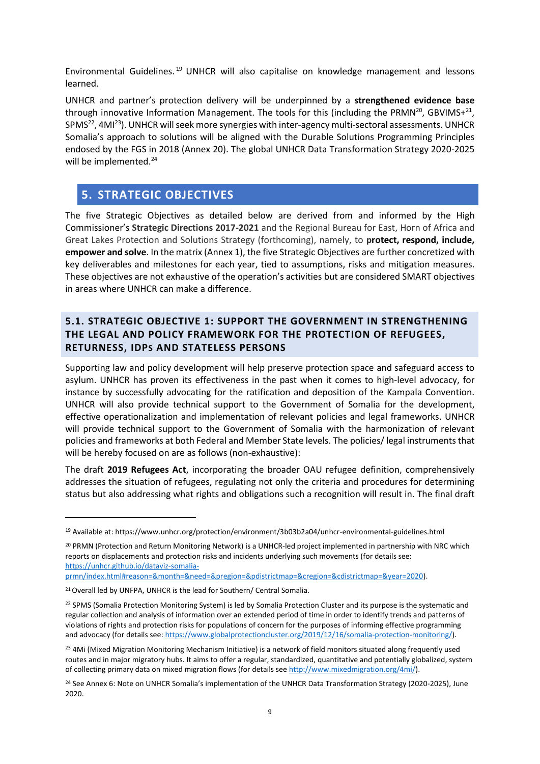Environmental Guidelines.[19] UNHCR will also capitalise on knowledge management and lessons learned.

UNHCR and partner's protection delivery will be underpinned by a **strengthened evidence base** through innovative Information Management. The tools for this (including the PRMN[20], GBVIMS+[21], SPMS[22], 4MI[23]). UNHCR will seek more synergies with inter-agency multi-sectoral assessments. UNHCR Somalia's approach to solutions will be aligned with the Durable Solutions Programming Principles endosed by the FGS in 2018 (Annex 20). The global UNHCR Data Transformation Strategy 2020-2025 will be implemented.[24]

## 5. STRATEGIC OBJECTIVES

The five Strategic Objectives as detailed below are derived from and informed by the High Commissioner's **Strategic Directions 2017-2021** and the Regional Bureau for East, Horn of Africa and Great Lakes Protection and Solutions Strategy (forthcoming), namely, to **protect, respond, include, empower and solve**. In the matrix (Annex 1), the five Strategic Objectives are further concretized with key deliverables and milestones for each year, tied to assumptions, risks and mitigation measures. These objectives are not exhaustive of the operation's activities but are considered SMART objectives in areas where UNHCR can make a difference.

### 5.1. STRATEGIC OBJECTIVE 1: SUPPORT THE GOVERNMENT IN STRENGTHENING THE LEGAL AND POLICY FRAMEWORK FOR THE PROTECTION OF REFUGEES, RETURNESS, IDPS AND STATELESS PERSONS

Supporting law and policy development will help preserve protection space and safeguard access to asylum. UNHCR has proven its effectiveness in the past when it comes to high-level advocacy, for instance by successfully advocating for the ratification and deposition of the Kampala Convention. UNHCR will also provide technical support to the Government of Somalia for the development, effective operationalization and implementation of relevant policies and legal frameworks. UNHCR will provide technical support to the Government of Somalia with the harmonization of relevant policies and frameworks at both Federal and Member State levels. The policies/ legal instruments that will be hereby focused on are as follows (non-exhaustive):

The draft **2019 Refugees Act**, incorporating the broader OAU refugee definition, comprehensively addresses the situation of refugees, regulating not only the criteria and procedures for determining status but also addressing what rights and obligations such a recognition will result in. The final draft

---

[19] Available at: https://www.unhcr.org/protection/environment/3b03b2a04/unhcr-environmental-guidelines.html

[20] PRMN (Protection and Return Monitoring Network) is a UNHCR-led project implemented in partnership with NRC which reports on displacements and protection risks and incidents underlying such movements (for details see: https://unhcr.github.io/dataviz-somalia-prmn/index.html#reason=&month=&need=&pregion=&pdistrictmap=&cregion=&cdistrictmap=&year=2020).

[21] Overall led by UNFPA, UNHCR is the lead for Southern/ Central Somalia.

[22] SPMS (Somalia Protection Monitoring System) is led by Somalia Protection Cluster and its purpose is the systematic and regular collection and analysis of information over an extended period of time in order to identify trends and patterns of violations of rights and protection risks for populations of concern for the purposes of informing effective programming and advocacy (for details see: https://www.globalprotectioncluster.org/2019/12/16/somalia-protection-monitoring/).

[23] 4Mi (Mixed Migration Monitoring Mechanism Initiative) is a network of field monitors situated along frequently used routes and in major migratory hubs. It aims to offer a regular, standardized, quantitative and potentially globalized, system of collecting primary data on mixed migration flows (for details see http://www.mixedmigration.org/4mi/).

[24] See Annex 6: Note on UNHCR Somalia's implementation of the UNHCR Data Transformation Strategy (2020-2025), June 2020.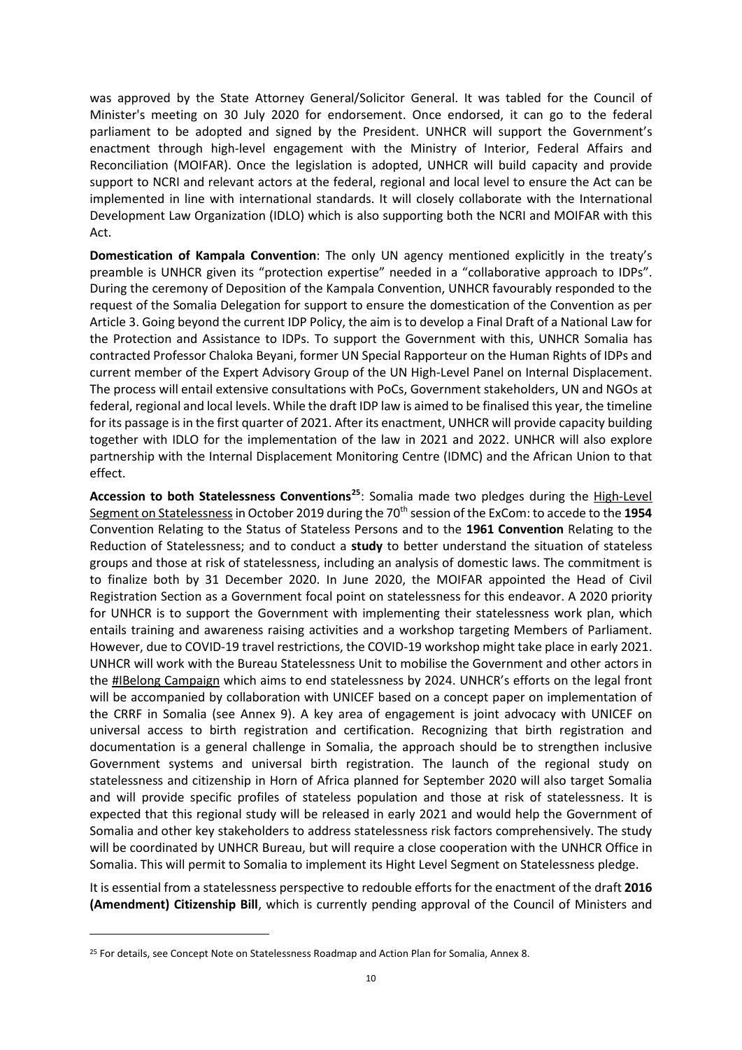was approved by the State Attorney General/Solicitor General. It was tabled for the Council of Minister's meeting on 30 July 2020 for endorsement. Once endorsed, it can go to the federal parliament to be adopted and signed by the President. UNHCR will support the Government's enactment through high-level engagement with the Ministry of Interior, Federal Affairs and Reconciliation (MOIFAR). Once the legislation is adopted, UNHCR will build capacity and provide support to NCRI and relevant actors at the federal, regional and local level to ensure the Act can be implemented in line with international standards. It will closely collaborate with the International Development Law Organization (IDLO) which is also supporting both the NCRI and MOIFAR with this Act.

**Domestication of Kampala Convention**: The only UN agency mentioned explicitly in the treaty's preamble is UNHCR given its "protection expertise" needed in a "collaborative approach to IDPs". During the ceremony of Deposition of the Kampala Convention, UNHCR favourably responded to the request of the Somalia Delegation for support to ensure the domestication of the Convention as per Article 3. Going beyond the current IDP Policy, the aim is to develop a Final Draft of a National Law for the Protection and Assistance to IDPs. To support the Government with this, UNHCR Somalia has contracted Professor Chaloka Beyani, former UN Special Rapporteur on the Human Rights of IDPs and current member of the Expert Advisory Group of the UN High-Level Panel on Internal Displacement. The process will entail extensive consultations with PoCs, Government stakeholders, UN and NGOs at federal, regional and local levels. While the draft IDP law is aimed to be finalised this year, the timeline for its passage is in the first quarter of 2021. After its enactment, UNHCR will provide capacity building together with IDLO for the implementation of the law in 2021 and 2022. UNHCR will also explore partnership with the Internal Displacement Monitoring Centre (IDMC) and the African Union to that effect.

**Accession to both Statelessness Conventions**[25]: Somalia made two pledges during the High-Level Segment on Statelessness in October 2019 during the 70th session of the ExCom: to accede to the **1954** Convention Relating to the Status of Stateless Persons and to the **1961 Convention** Relating to the Reduction of Statelessness; and to conduct a **study** to better understand the situation of stateless groups and those at risk of statelessness, including an analysis of domestic laws. The commitment is to finalize both by 31 December 2020. In June 2020, the MOIFAR appointed the Head of Civil Registration Section as a Government focal point on statelessness for this endeavor. A 2020 priority for UNHCR is to support the Government with implementing their statelessness work plan, which entails training and awareness raising activities and a workshop targeting Members of Parliament. However, due to COVID-19 travel restrictions, the COVID-19 workshop might take place in early 2021. UNHCR will work with the Bureau Statelessness Unit to mobilise the Government and other actors in the #IBelong Campaign which aims to end statelessness by 2024. UNHCR's efforts on the legal front will be accompanied by collaboration with UNICEF based on a concept paper on implementation of the CRRF in Somalia (see Annex 9). A key area of engagement is joint advocacy with UNICEF on universal access to birth registration and certification. Recognizing that birth registration and documentation is a general challenge in Somalia, the approach should be to strengthen inclusive Government systems and universal birth registration. The launch of the regional study on statelessness and citizenship in Horn of Africa planned for September 2020 will also target Somalia and will provide specific profiles of stateless population and those at risk of statelessness. It is expected that this regional study will be released in early 2021 and would help the Government of Somalia and other key stakeholders to address statelessness risk factors comprehensively. The study will be coordinated by UNHCR Bureau, but will require a close cooperation with the UNHCR Office in Somalia. This will permit to Somalia to implement its Hight Level Segment on Statelessness pledge.

It is essential from a statelessness perspective to redouble efforts for the enactment of the draft **2016 (Amendment) Citizenship Bill**, which is currently pending approval of the Council of Ministers and

---

[25] For details, see Concept Note on Statelessness Roadmap and Action Plan for Somalia, Annex 8.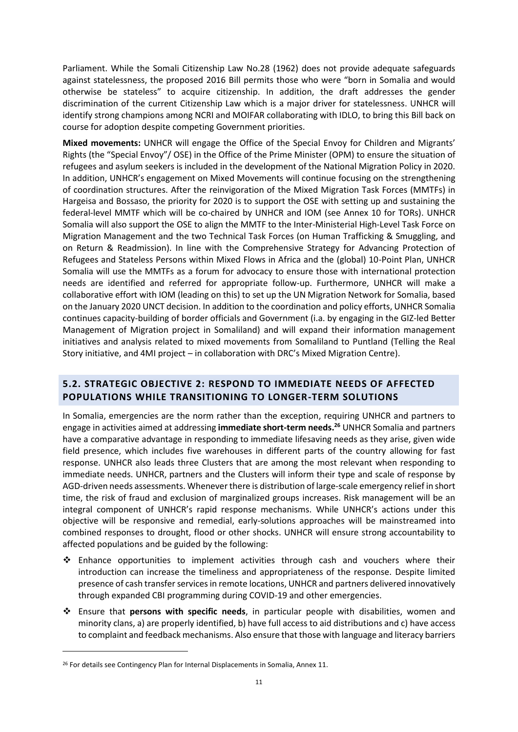Parliament. While the Somali Citizenship Law No.28 (1962) does not provide adequate safeguards against statelessness, the proposed 2016 Bill permits those who were "born in Somalia and would otherwise be stateless" to acquire citizenship. In addition, the draft addresses the gender discrimination of the current Citizenship Law which is a major driver for statelessness. UNHCR will identify strong champions among NCRI and MOIFAR collaborating with IDLO, to bring this Bill back on course for adoption despite competing Government priorities.

**Mixed movements:** UNHCR will engage the Office of the Special Envoy for Children and Migrants' Rights (the "Special Envoy"/ OSE) in the Office of the Prime Minister (OPM) to ensure the situation of refugees and asylum seekers is included in the development of the National Migration Policy in 2020. In addition, UNHCR's engagement on Mixed Movements will continue focusing on the strengthening of coordination structures. After the reinvigoration of the Mixed Migration Task Forces (MMTFs) in Hargeisa and Bossaso, the priority for 2020 is to support the OSE with setting up and sustaining the federal-level MMTF which will be co-chaired by UNHCR and IOM (see Annex 10 for TORs). UNHCR Somalia will also support the OSE to align the MMTF to the Inter-Ministerial High-Level Task Force on Migration Management and the two Technical Task Forces (on Human Trafficking & Smuggling, and on Return & Readmission). In line with the Comprehensive Strategy for Advancing Protection of Refugees and Stateless Persons within Mixed Flows in Africa and the (global) 10-Point Plan, UNHCR Somalia will use the MMTFs as a forum for advocacy to ensure those with international protection needs are identified and referred for appropriate follow-up. Furthermore, UNHCR will make a collaborative effort with IOM (leading on this) to set up the UN Migration Network for Somalia, based on the January 2020 UNCT decision. In addition to the coordination and policy efforts, UNHCR Somalia continues capacity-building of border officials and Government (i.a. by engaging in the GIZ-led Better Management of Migration project in Somaliland) and will expand their information management initiatives and analysis related to mixed movements from Somaliland to Puntland (Telling the Real Story initiative, and 4MI project – in collaboration with DRC's Mixed Migration Centre).

## 5.2. STRATEGIC OBJECTIVE 2: RESPOND TO IMMEDIATE NEEDS OF AFFECTED POPULATIONS WHILE TRANSITIONING TO LONGER-TERM SOLUTIONS

In Somalia, emergencies are the norm rather than the exception, requiring UNHCR and partners to engage in activities aimed at addressing **immediate short-term needs.**[26] UNHCR Somalia and partners have a comparative advantage in responding to immediate lifesaving needs as they arise, given wide field presence, which includes five warehouses in different parts of the country allowing for fast response. UNHCR also leads three Clusters that are among the most relevant when responding to immediate needs. UNHCR, partners and the Clusters will inform their type and scale of response by AGD-driven needs assessments. Whenever there is distribution of large-scale emergency relief in short time, the risk of fraud and exclusion of marginalized groups increases. Risk management will be an integral component of UNHCR's rapid response mechanisms. While UNHCR's actions under this objective will be responsive and remedial, early-solutions approaches will be mainstreamed into combined responses to drought, flood or other shocks. UNHCR will ensure strong accountability to affected populations and be guided by the following:

- Enhance opportunities to implement activities through cash and vouchers where their introduction can increase the timeliness and appropriateness of the response. Despite limited presence of cash transfer services in remote locations, UNHCR and partners delivered innovatively through expanded CBI programming during COVID-19 and other emergencies.
- Ensure that **persons with specific needs**, in particular people with disabilities, women and minority clans, a) are properly identified, b) have full access to aid distributions and c) have access to complaint and feedback mechanisms. Also ensure that those with language and literacy barriers

[26] For details see Contingency Plan for Internal Displacements in Somalia, Annex 11.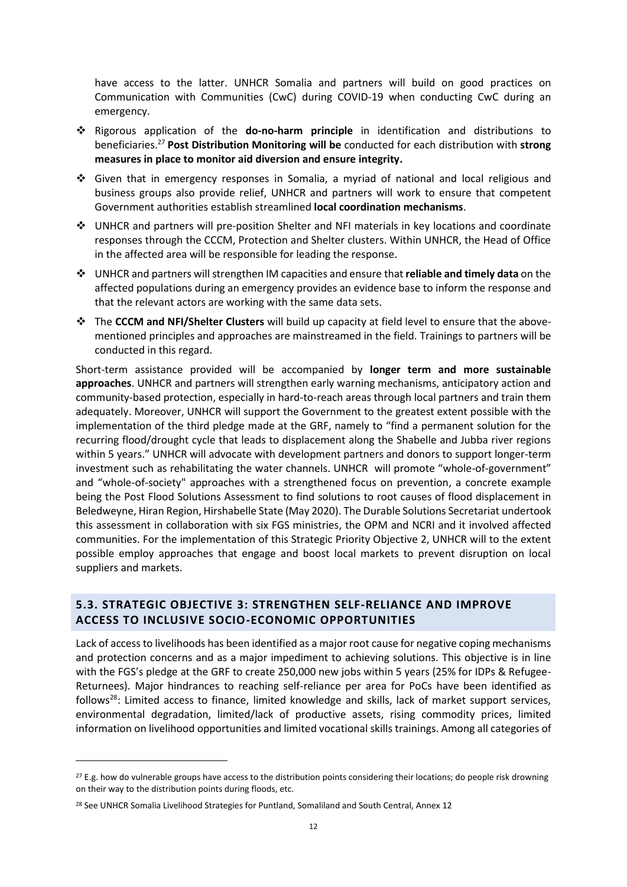have access to the latter. UNHCR Somalia and partners will build on good practices on Communication with Communities (CwC) during COVID-19 when conducting CwC during an emergency.

- Rigorous application of the **do-no-harm principle** in identification and distributions to beneficiaries.[27] **Post Distribution Monitoring will be** conducted for each distribution with **strong measures in place to monitor aid diversion and ensure integrity.**
- Given that in emergency responses in Somalia, a myriad of national and local religious and business groups also provide relief, UNHCR and partners will work to ensure that competent Government authorities establish streamlined **local coordination mechanisms**.
- UNHCR and partners will pre-position Shelter and NFI materials in key locations and coordinate responses through the CCCM, Protection and Shelter clusters. Within UNHCR, the Head of Office in the affected area will be responsible for leading the response.
- UNHCR and partners will strengthen IM capacities and ensure that **reliable and timely data** on the affected populations during an emergency provides an evidence base to inform the response and that the relevant actors are working with the same data sets.
- The **CCCM and NFI/Shelter Clusters** will build up capacity at field level to ensure that the above-mentioned principles and approaches are mainstreamed in the field. Trainings to partners will be conducted in this regard.

Short-term assistance provided will be accompanied by **longer term and more sustainable approaches**. UNHCR and partners will strengthen early warning mechanisms, anticipatory action and community-based protection, especially in hard-to-reach areas through local partners and train them adequately. Moreover, UNHCR will support the Government to the greatest extent possible with the implementation of the third pledge made at the GRF, namely to "find a permanent solution for the recurring flood/drought cycle that leads to displacement along the Shabelle and Jubba river regions within 5 years." UNHCR will advocate with development partners and donors to support longer-term investment such as rehabilitating the water channels. UNHCR will promote "whole-of-government" and "whole-of-society" approaches with a strengthened focus on prevention, a concrete example being the Post Flood Solutions Assessment to find solutions to root causes of flood displacement in Beledweyne, Hiran Region, Hirshabelle State (May 2020). The Durable Solutions Secretariat undertook this assessment in collaboration with six FGS ministries, the OPM and NCRI and it involved affected communities. For the implementation of this Strategic Priority Objective 2, UNHCR will to the extent possible employ approaches that engage and boost local markets to prevent disruption on local suppliers and markets.

## 5.3. STRATEGIC OBJECTIVE 3: STRENGTHEN SELF-RELIANCE AND IMPROVE ACCESS TO INCLUSIVE SOCIO-ECONOMIC OPPORTUNITIES

Lack of access to livelihoods has been identified as a major root cause for negative coping mechanisms and protection concerns and as a major impediment to achieving solutions. This objective is in line with the FGS's pledge at the GRF to create 250,000 new jobs within 5 years (25% for IDPs & Refugee-Returnees). Major hindrances to reaching self-reliance per area for PoCs have been identified as follows[28]: Limited access to finance, limited knowledge and skills, lack of market support services, environmental degradation, limited/lack of productive assets, rising commodity prices, limited information on livelihood opportunities and limited vocational skills trainings. Among all categories of

---

[27] E.g. how do vulnerable groups have access to the distribution points considering their locations; do people risk drowning on their way to the distribution points during floods, etc.

[28] See UNHCR Somalia Livelihood Strategies for Puntland, Somaliland and South Central, Annex 12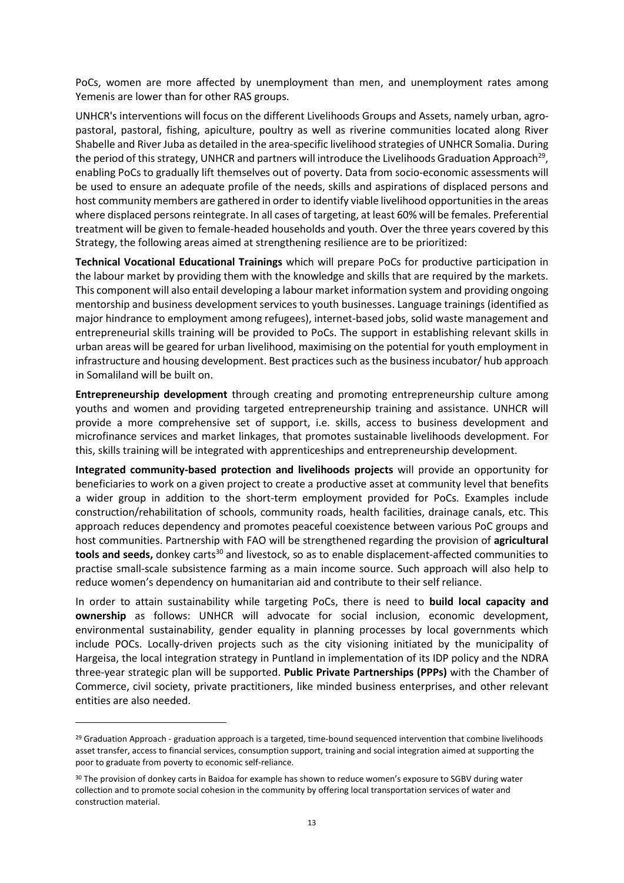PoCs, women are more affected by unemployment than men, and unemployment rates among Yemenis are lower than for other RAS groups.

UNHCR's interventions will focus on the different Livelihoods Groups and Assets, namely urban, agro-pastoral, pastoral, fishing, apiculture, poultry as well as riverine communities located along River Shabelle and River Juba as detailed in the area-specific livelihood strategies of UNHCR Somalia. During the period of this strategy, UNHCR and partners will introduce the Livelihoods Graduation Approach[29], enabling PoCs to gradually lift themselves out of poverty. Data from socio-economic assessments will be used to ensure an adequate profile of the needs, skills and aspirations of displaced persons and host community members are gathered in order to identify viable livelihood opportunities in the areas where displaced persons reintegrate. In all cases of targeting, at least 60% will be females. Preferential treatment will be given to female-headed households and youth. Over the three years covered by this Strategy, the following areas aimed at strengthening resilience are to be prioritized:

**Technical Vocational Educational Trainings** which will prepare PoCs for productive participation in the labour market by providing them with the knowledge and skills that are required by the markets. This component will also entail developing a labour market information system and providing ongoing mentorship and business development services to youth businesses. Language trainings (identified as major hindrance to employment among refugees), internet-based jobs, solid waste management and entrepreneurial skills training will be provided to PoCs. The support in establishing relevant skills in urban areas will be geared for urban livelihood, maximising on the potential for youth employment in infrastructure and housing development. Best practices such as the business incubator/ hub approach in Somaliland will be built on.

**Entrepreneurship development** through creating and promoting entrepreneurship culture among youths and women and providing targeted entrepreneurship training and assistance. UNHCR will provide a more comprehensive set of support, i.e. skills, access to business development and microfinance services and market linkages, that promotes sustainable livelihoods development. For this, skills training will be integrated with apprenticeships and entrepreneurship development.

**Integrated community-based protection and livelihoods projects** will provide an opportunity for beneficiaries to work on a given project to create a productive asset at community level that benefits a wider group in addition to the short-term employment provided for PoCs. Examples include construction/rehabilitation of schools, community roads, health facilities, drainage canals, etc. This approach reduces dependency and promotes peaceful coexistence between various PoC groups and host communities. Partnership with FAO will be strengthened regarding the provision of **agricultural tools and seeds,** donkey carts[30] and livestock, so as to enable displacement-affected communities to practise small-scale subsistence farming as a main income source. Such approach will also help to reduce women's dependency on humanitarian aid and contribute to their self reliance.

In order to attain sustainability while targeting PoCs, there is need to **build local capacity and ownership** as follows: UNHCR will advocate for social inclusion, economic development, environmental sustainability, gender equality in planning processes by local governments which include POCs. Locally-driven projects such as the city visioning initiated by the municipality of Hargeisa, the local integration strategy in Puntland in implementation of its IDP policy and the NDRA three-year strategic plan will be supported. **Public Private Partnerships (PPPs)** with the Chamber of Commerce, civil society, private practitioners, like minded business enterprises, and other relevant entities are also needed.

---

[29] Graduation Approach - graduation approach is a targeted, time-bound sequenced intervention that combine livelihoods asset transfer, access to financial services, consumption support, training and social integration aimed at supporting the poor to graduate from poverty to economic self-reliance.

[30] The provision of donkey carts in Baidoa for example has shown to reduce women's exposure to SGBV during water collection and to promote social cohesion in the community by offering local transportation services of water and construction material.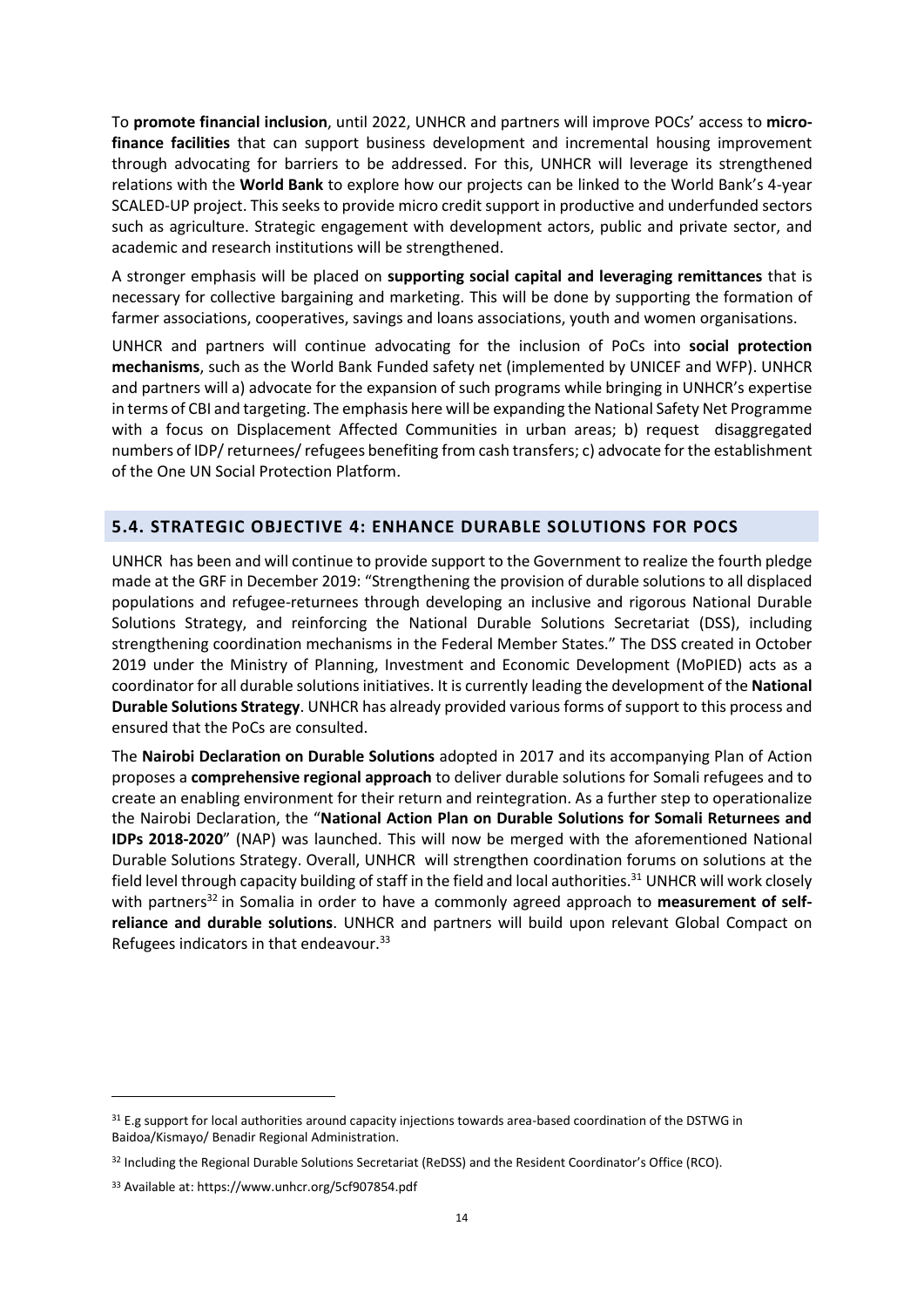To **promote financial inclusion**, until 2022, UNHCR and partners will improve POCs' access to **micro-finance facilities** that can support business development and incremental housing improvement through advocating for barriers to be addressed. For this, UNHCR will leverage its strengthened relations with the **World Bank** to explore how our projects can be linked to the World Bank's 4-year SCALED-UP project. This seeks to provide micro credit support in productive and underfunded sectors such as agriculture. Strategic engagement with development actors, public and private sector, and academic and research institutions will be strengthened.

A stronger emphasis will be placed on **supporting social capital and leveraging remittances** that is necessary for collective bargaining and marketing. This will be done by supporting the formation of farmer associations, cooperatives, savings and loans associations, youth and women organisations.

UNHCR and partners will continue advocating for the inclusion of PoCs into **social protection mechanisms**, such as the World Bank Funded safety net (implemented by UNICEF and WFP). UNHCR and partners will a) advocate for the expansion of such programs while bringing in UNHCR's expertise in terms of CBI and targeting. The emphasis here will be expanding the National Safety Net Programme with a focus on Displacement Affected Communities in urban areas; b) request disaggregated numbers of IDP/ returnees/ refugees benefiting from cash transfers; c) advocate for the establishment of the One UN Social Protection Platform.

## 5.4. STRATEGIC OBJECTIVE 4: ENHANCE DURABLE SOLUTIONS FOR POCS

UNHCR has been and will continue to provide support to the Government to realize the fourth pledge made at the GRF in December 2019: "Strengthening the provision of durable solutions to all displaced populations and refugee-returnees through developing an inclusive and rigorous National Durable Solutions Strategy, and reinforcing the National Durable Solutions Secretariat (DSS), including strengthening coordination mechanisms in the Federal Member States." The DSS created in October 2019 under the Ministry of Planning, Investment and Economic Development (MoPIED) acts as a coordinator for all durable solutions initiatives. It is currently leading the development of the **National Durable Solutions Strategy**. UNHCR has already provided various forms of support to this process and ensured that the PoCs are consulted.

The **Nairobi Declaration on Durable Solutions** adopted in 2017 and its accompanying Plan of Action proposes a **comprehensive regional approach** to deliver durable solutions for Somali refugees and to create an enabling environment for their return and reintegration. As a further step to operationalize the Nairobi Declaration, the "**National Action Plan on Durable Solutions for Somali Returnees and IDPs 2018-2020**" (NAP) was launched. This will now be merged with the aforementioned National Durable Solutions Strategy. Overall, UNHCR will strengthen coordination forums on solutions at the field level through capacity building of staff in the field and local authorities.[31] UNHCR will work closely with partners[32] in Somalia in order to have a commonly agreed approach to **measurement of self-reliance and durable solutions**. UNHCR and partners will build upon relevant Global Compact on Refugees indicators in that endeavour.[33]

---

[31] E.g support for local authorities around capacity injections towards area-based coordination of the DSTWG in Baidoa/Kismayo/ Benadir Regional Administration.

[32] Including the Regional Durable Solutions Secretariat (ReDSS) and the Resident Coordinator's Office (RCO).

[33] Available at: https://www.unhcr.org/5cf907854.pdf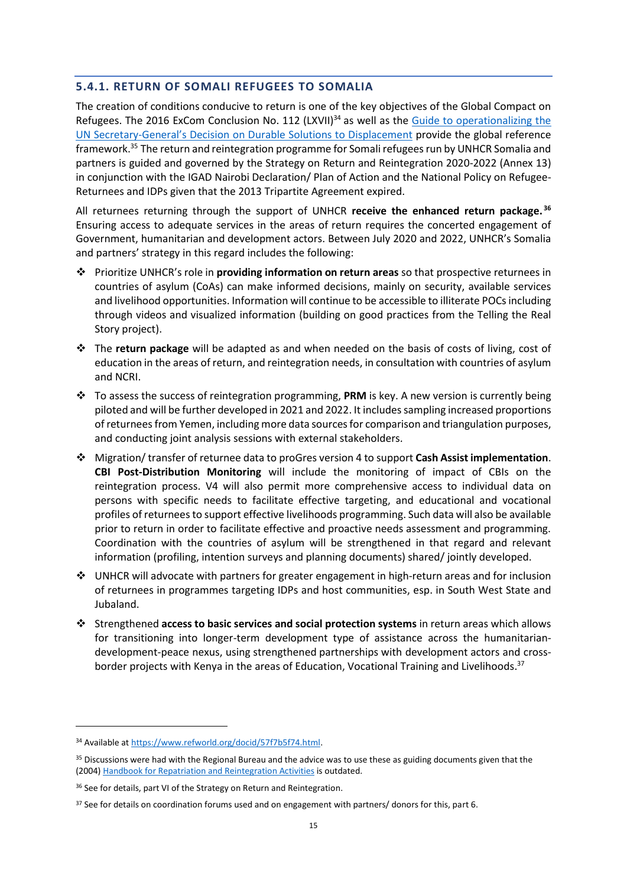### 5.4.1. RETURN OF SOMALI REFUGEES TO SOMALIA

The creation of conditions conducive to return is one of the key objectives of the Global Compact on Refugees. The 2016 ExCom Conclusion No. 112 (LXVII)[34] as well as the Guide to operationalizing the UN Secretary-General's Decision on Durable Solutions to Displacement provide the global reference framework.[35] The return and reintegration programme for Somali refugees run by UNHCR Somalia and partners is guided and governed by the Strategy on Return and Reintegration 2020-2022 (Annex 13) in conjunction with the IGAD Nairobi Declaration/ Plan of Action and the National Policy on Refugee-Returnees and IDPs given that the 2013 Tripartite Agreement expired.

All returnees returning through the support of UNHCR **receive the enhanced return package.**[36] Ensuring access to adequate services in the areas of return requires the concerted engagement of Government, humanitarian and development actors. Between July 2020 and 2022, UNHCR's Somalia and partners' strategy in this regard includes the following:

- Prioritize UNHCR's role in **providing information on return areas** so that prospective returnees in countries of asylum (CoAs) can make informed decisions, mainly on security, available services and livelihood opportunities. Information will continue to be accessible to illiterate POCs including through videos and visualized information (building on good practices from the Telling the Real Story project).
- The **return package** will be adapted as and when needed on the basis of costs of living, cost of education in the areas of return, and reintegration needs, in consultation with countries of asylum and NCRI.
- To assess the success of reintegration programming, **PRM** is key. A new version is currently being piloted and will be further developed in 2021 and 2022. It includes sampling increased proportions of returnees from Yemen, including more data sources for comparison and triangulation purposes, and conducting joint analysis sessions with external stakeholders.
- Migration/ transfer of returnee data to proGres version 4 to support **Cash Assist implementation**. **CBI Post-Distribution Monitoring** will include the monitoring of impact of CBIs on the reintegration process. V4 will also permit more comprehensive access to individual data on persons with specific needs to facilitate effective targeting, and educational and vocational profiles of returnees to support effective livelihoods programming. Such data will also be available prior to return in order to facilitate effective and proactive needs assessment and programming. Coordination with the countries of asylum will be strengthened in that regard and relevant information (profiling, intention surveys and planning documents) shared/ jointly developed.
- UNHCR will advocate with partners for greater engagement in high-return areas and for inclusion of returnees in programmes targeting IDPs and host communities, esp. in South West State and Jubaland.
- Strengthened **access to basic services and social protection systems** in return areas which allows for transitioning into longer-term development type of assistance across the humanitarian-development-peace nexus, using strengthened partnerships with development actors and cross-border projects with Kenya in the areas of Education, Vocational Training and Livelihoods.[37]

---

[34] Available at https://www.refworld.org/docid/57f7b5f74.html.

[35] Discussions were had with the Regional Bureau and the advice was to use these as guiding documents given that the (2004) Handbook for Repatriation and Reintegration Activities is outdated.

[36] See for details, part VI of the Strategy on Return and Reintegration.

[37] See for details on coordination forums used and on engagement with partners/ donors for this, part 6.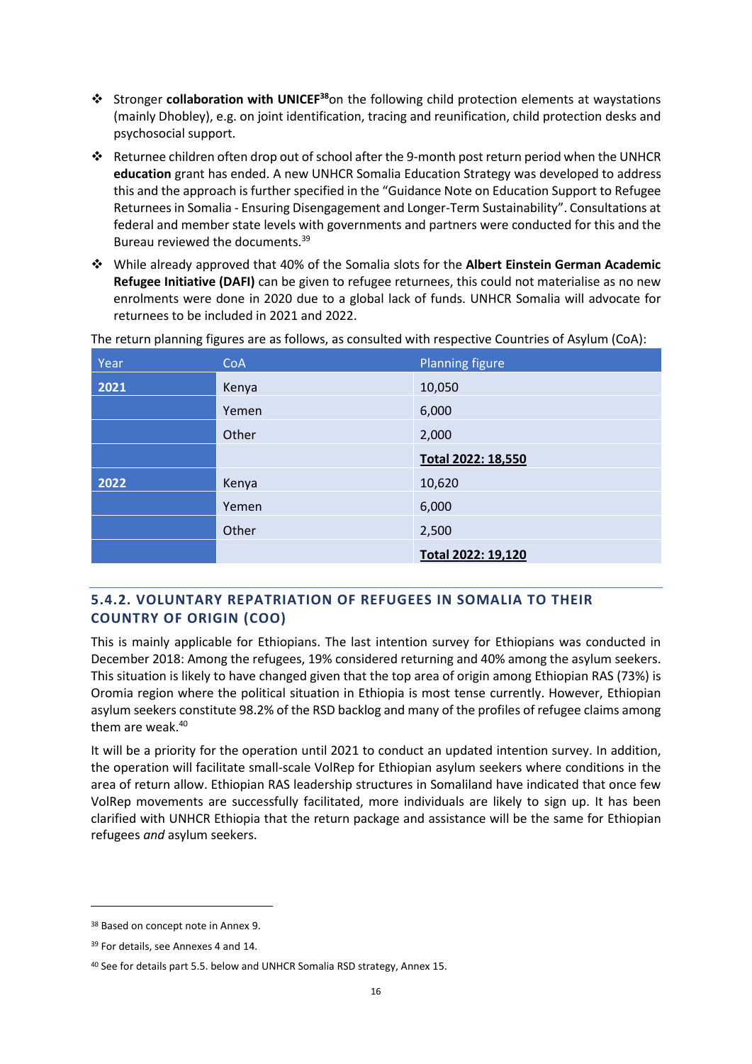- Stronger **collaboration with UNICEF**[38]on the following child protection elements at waystations (mainly Dhobley), e.g. on joint identification, tracing and reunification, child protection desks and psychosocial support.
- Returnee children often drop out of school after the 9-month post return period when the UNHCR **education** grant has ended. A new UNHCR Somalia Education Strategy was developed to address this and the approach is further specified in the "Guidance Note on Education Support to Refugee Returnees in Somalia - Ensuring Disengagement and Longer-Term Sustainability". Consultations at federal and member state levels with governments and partners were conducted for this and the Bureau reviewed the documents.[39]
- While already approved that 40% of the Somalia slots for the **Albert Einstein German Academic Refugee Initiative (DAFI)** can be given to refugee returnees, this could not materialise as no new enrolments were done in 2020 due to a global lack of funds. UNHCR Somalia will advocate for returnees to be included in 2021 and 2022.

The return planning figures are as follows, as consulted with respective Countries of Asylum (CoA):

| Year | CoA | Planning figure |
|---|---|---|
| **2021** | Kenya | 10,050 |
| | Yemen | 6,000 |
| | Other | 2,000 |
| | | **Total 2022: 18,550** |
| **2022** | Kenya | 10,620 |
| | Yemen | 6,000 |
| | Other | 2,500 |
| | | **Total 2022: 19,120** |

### 5.4.2. VOLUNTARY REPATRIATION OF REFUGEES IN SOMALIA TO THEIR COUNTRY OF ORIGIN (COO)

This is mainly applicable for Ethiopians. The last intention survey for Ethiopians was conducted in December 2018: Among the refugees, 19% considered returning and 40% among the asylum seekers. This situation is likely to have changed given that the top area of origin among Ethiopian RAS (73%) is Oromia region where the political situation in Ethiopia is most tense currently. However, Ethiopian asylum seekers constitute 98.2% of the RSD backlog and many of the profiles of refugee claims among them are weak.[40]

It will be a priority for the operation until 2021 to conduct an updated intention survey. In addition, the operation will facilitate small-scale VolRep for Ethiopian asylum seekers where conditions in the area of return allow. Ethiopian RAS leadership structures in Somaliland have indicated that once few VolRep movements are successfully facilitated, more individuals are likely to sign up. It has been clarified with UNHCR Ethiopia that the return package and assistance will be the same for Ethiopian refugees *and* asylum seekers.

---

[38] Based on concept note in Annex 9.

[39] For details, see Annexes 4 and 14.

[40] See for details part 5.5. below and UNHCR Somalia RSD strategy, Annex 15.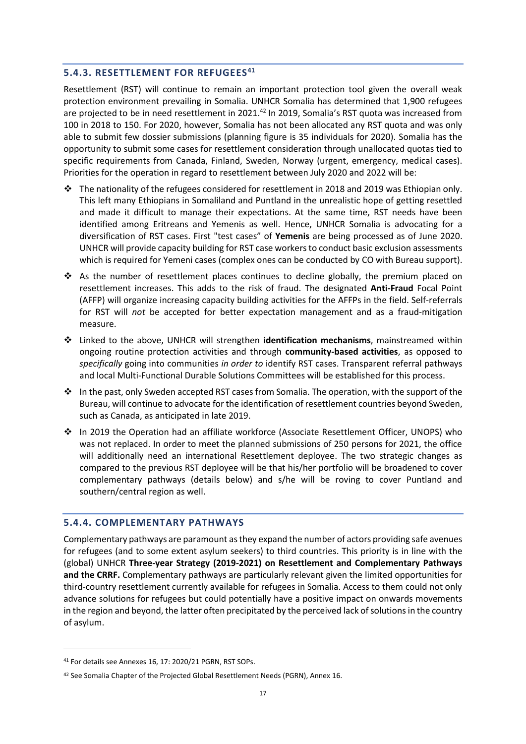### 5.4.3. RESETTLEMENT FOR REFUGEES[41]

Resettlement (RST) will continue to remain an important protection tool given the overall weak protection environment prevailing in Somalia. UNHCR Somalia has determined that 1,900 refugees are projected to be in need resettlement in 2021.[42] In 2019, Somalia's RST quota was increased from 100 in 2018 to 150. For 2020, however, Somalia has not been allocated any RST quota and was only able to submit few dossier submissions (planning figure is 35 individuals for 2020). Somalia has the opportunity to submit some cases for resettlement consideration through unallocated quotas tied to specific requirements from Canada, Finland, Sweden, Norway (urgent, emergency, medical cases). Priorities for the operation in regard to resettlement between July 2020 and 2022 will be:

- The nationality of the refugees considered for resettlement in 2018 and 2019 was Ethiopian only. This left many Ethiopians in Somaliland and Puntland in the unrealistic hope of getting resettled and made it difficult to manage their expectations. At the same time, RST needs have been identified among Eritreans and Yemenis as well. Hence, UNHCR Somalia is advocating for a diversification of RST cases. First "test cases" of **Yemenis** are being processed as of June 2020. UNHCR will provide capacity building for RST case workers to conduct basic exclusion assessments which is required for Yemeni cases (complex ones can be conducted by CO with Bureau support).
- As the number of resettlement places continues to decline globally, the premium placed on resettlement increases. This adds to the risk of fraud. The designated **Anti-Fraud** Focal Point (AFFP) will organize increasing capacity building activities for the AFFPs in the field. Self-referrals for RST will *not* be accepted for better expectation management and as a fraud-mitigation measure.
- Linked to the above, UNHCR will strengthen **identification mechanisms**, mainstreamed within ongoing routine protection activities and through **community-based activities**, as opposed to *specifically* going into communities *in order to* identify RST cases. Transparent referral pathways and local Multi-Functional Durable Solutions Committees will be established for this process.
- In the past, only Sweden accepted RST cases from Somalia. The operation, with the support of the Bureau, will continue to advocate for the identification of resettlement countries beyond Sweden, such as Canada, as anticipated in late 2019.
- In 2019 the Operation had an affiliate workforce (Associate Resettlement Officer, UNOPS) who was not replaced. In order to meet the planned submissions of 250 persons for 2021, the office will additionally need an international Resettlement deployee. The two strategic changes as compared to the previous RST deployee will be that his/her portfolio will be broadened to cover complementary pathways (details below) and s/he will be roving to cover Puntland and southern/central region as well.

### 5.4.4. COMPLEMENTARY PATHWAYS

Complementary pathways are paramount as they expand the number of actors providing safe avenues for refugees (and to some extent asylum seekers) to third countries. This priority is in line with the (global) UNHCR **Three-year Strategy (2019-2021) on Resettlement and Complementary Pathways and the CRRF.** Complementary pathways are particularly relevant given the limited opportunities for third-country resettlement currently available for refugees in Somalia. Access to them could not only advance solutions for refugees but could potentially have a positive impact on onwards movements in the region and beyond, the latter often precipitated by the perceived lack of solutions in the country of asylum.

[41] For details see Annexes 16, 17: 2020/21 PGRN, RST SOPs.

[42] See Somalia Chapter of the Projected Global Resettlement Needs (PGRN), Annex 16.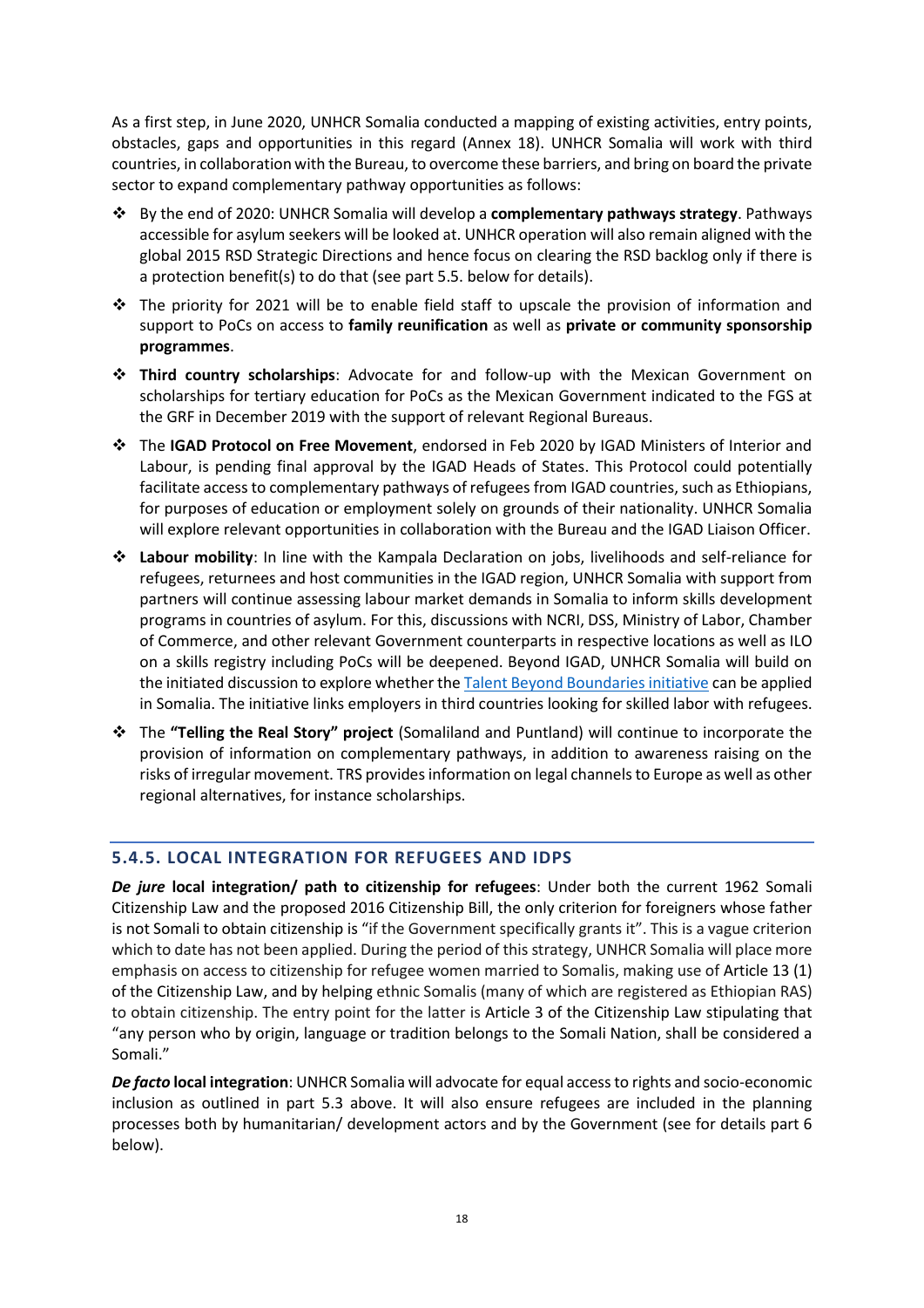As a first step, in June 2020, UNHCR Somalia conducted a mapping of existing activities, entry points, obstacles, gaps and opportunities in this regard (Annex 18). UNHCR Somalia will work with third countries, in collaboration with the Bureau, to overcome these barriers, and bring on board the private sector to expand complementary pathway opportunities as follows:

- By the end of 2020: UNHCR Somalia will develop a **complementary pathways strategy**. Pathways accessible for asylum seekers will be looked at. UNHCR operation will also remain aligned with the global 2015 RSD Strategic Directions and hence focus on clearing the RSD backlog only if there is a protection benefit(s) to do that (see part 5.5. below for details).
- The priority for 2021 will be to enable field staff to upscale the provision of information and support to PoCs on access to **family reunification** as well as **private or community sponsorship programmes**.
- **Third country scholarships**: Advocate for and follow-up with the Mexican Government on scholarships for tertiary education for PoCs as the Mexican Government indicated to the FGS at the GRF in December 2019 with the support of relevant Regional Bureaus.
- The **IGAD Protocol on Free Movement**, endorsed in Feb 2020 by IGAD Ministers of Interior and Labour, is pending final approval by the IGAD Heads of States. This Protocol could potentially facilitate access to complementary pathways of refugees from IGAD countries, such as Ethiopians, for purposes of education or employment solely on grounds of their nationality. UNHCR Somalia will explore relevant opportunities in collaboration with the Bureau and the IGAD Liaison Officer.
- **Labour mobility**: In line with the Kampala Declaration on jobs, livelihoods and self-reliance for refugees, returnees and host communities in the IGAD region, UNHCR Somalia with support from partners will continue assessing labour market demands in Somalia to inform skills development programs in countries of asylum. For this, discussions with NCRI, DSS, Ministry of Labor, Chamber of Commerce, and other relevant Government counterparts in respective locations as well as ILO on a skills registry including PoCs will be deepened. Beyond IGAD, UNHCR Somalia will build on the initiated discussion to explore whether the Talent Beyond Boundaries initiative can be applied in Somalia. The initiative links employers in third countries looking for skilled labor with refugees.
- The **"Telling the Real Story" project** (Somaliland and Puntland) will continue to incorporate the provision of information on complementary pathways, in addition to awareness raising on the risks of irregular movement. TRS provides information on legal channels to Europe as well as other regional alternatives, for instance scholarships.

### 5.4.5. LOCAL INTEGRATION FOR REFUGEES AND IDPS

***De jure* local integration/ path to citizenship for refugees**: Under both the current 1962 Somali Citizenship Law and the proposed 2016 Citizenship Bill, the only criterion for foreigners whose father is not Somali to obtain citizenship is "if the Government specifically grants it". This is a vague criterion which to date has not been applied. During the period of this strategy, UNHCR Somalia will place more emphasis on access to citizenship for refugee women married to Somalis, making use of Article 13 (1) of the Citizenship Law, and by helping ethnic Somalis (many of which are registered as Ethiopian RAS) to obtain citizenship. The entry point for the latter is Article 3 of the Citizenship Law stipulating that "any person who by origin, language or tradition belongs to the Somali Nation, shall be considered a Somali."

***De facto* local integration**: UNHCR Somalia will advocate for equal access to rights and socio-economic inclusion as outlined in part 5.3 above. It will also ensure refugees are included in the planning processes both by humanitarian/ development actors and by the Government (see for details part 6 below).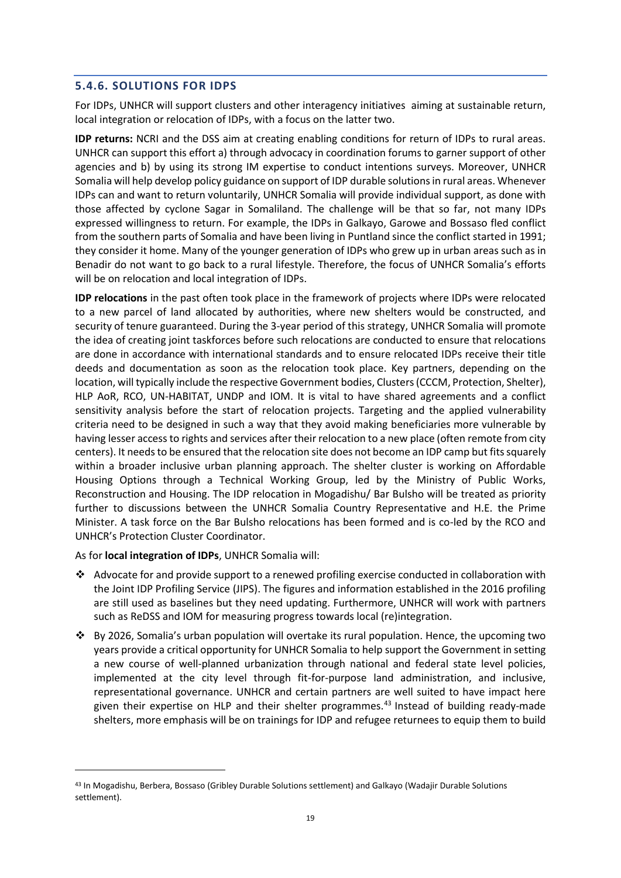### 5.4.6. SOLUTIONS FOR IDPS

For IDPs, UNHCR will support clusters and other interagency initiatives aiming at sustainable return, local integration or relocation of IDPs, with a focus on the latter two.

**IDP returns:** NCRI and the DSS aim at creating enabling conditions for return of IDPs to rural areas. UNHCR can support this effort a) through advocacy in coordination forums to garner support of other agencies and b) by using its strong IM expertise to conduct intentions surveys. Moreover, UNHCR Somalia will help develop policy guidance on support of IDP durable solutions in rural areas. Whenever IDPs can and want to return voluntarily, UNHCR Somalia will provide individual support, as done with those affected by cyclone Sagar in Somaliland. The challenge will be that so far, not many IDPs expressed willingness to return. For example, the IDPs in Galkayo, Garowe and Bossaso fled conflict from the southern parts of Somalia and have been living in Puntland since the conflict started in 1991; they consider it home. Many of the younger generation of IDPs who grew up in urban areas such as in Benadir do not want to go back to a rural lifestyle. Therefore, the focus of UNHCR Somalia's efforts will be on relocation and local integration of IDPs.

**IDP relocations** in the past often took place in the framework of projects where IDPs were relocated to a new parcel of land allocated by authorities, where new shelters would be constructed, and security of tenure guaranteed. During the 3-year period of this strategy, UNHCR Somalia will promote the idea of creating joint taskforces before such relocations are conducted to ensure that relocations are done in accordance with international standards and to ensure relocated IDPs receive their title deeds and documentation as soon as the relocation took place. Key partners, depending on the location, will typically include the respective Government bodies, Clusters (CCCM, Protection, Shelter), HLP AoR, RCO, UN-HABITAT, UNDP and IOM. It is vital to have shared agreements and a conflict sensitivity analysis before the start of relocation projects. Targeting and the applied vulnerability criteria need to be designed in such a way that they avoid making beneficiaries more vulnerable by having lesser access to rights and services after their relocation to a new place (often remote from city centers). It needs to be ensured that the relocation site does not become an IDP camp but fits squarely within a broader inclusive urban planning approach. The shelter cluster is working on Affordable Housing Options through a Technical Working Group, led by the Ministry of Public Works, Reconstruction and Housing. The IDP relocation in Mogadishu/ Bar Bulsho will be treated as priority further to discussions between the UNHCR Somalia Country Representative and H.E. the Prime Minister. A task force on the Bar Bulsho relocations has been formed and is co-led by the RCO and UNHCR's Protection Cluster Coordinator.

As for **local integration of IDPs**, UNHCR Somalia will:

- Advocate for and provide support to a renewed profiling exercise conducted in collaboration with the Joint IDP Profiling Service (JIPS). The figures and information established in the 2016 profiling are still used as baselines but they need updating. Furthermore, UNHCR will work with partners such as ReDSS and IOM for measuring progress towards local (re)integration.
- By 2026, Somalia's urban population will overtake its rural population. Hence, the upcoming two years provide a critical opportunity for UNHCR Somalia to help support the Government in setting a new course of well-planned urbanization through national and federal state level policies, implemented at the city level through fit-for-purpose land administration, and inclusive, representational governance. UNHCR and certain partners are well suited to have impact here given their expertise on HLP and their shelter programmes.[43] Instead of building ready-made shelters, more emphasis will be on trainings for IDP and refugee returnees to equip them to build

[43] In Mogadishu, Berbera, Bossaso (Gribley Durable Solutions settlement) and Galkayo (Wadajir Durable Solutions settlement).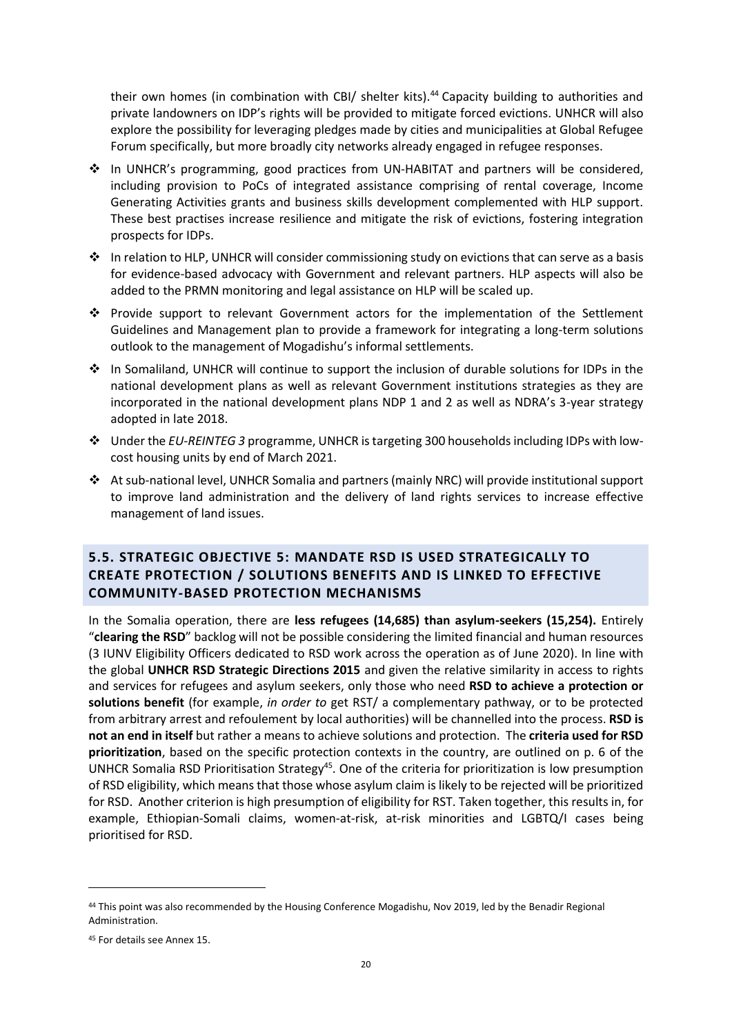their own homes (in combination with CBI/ shelter kits).[44] Capacity building to authorities and private landowners on IDP's rights will be provided to mitigate forced evictions. UNHCR will also explore the possibility for leveraging pledges made by cities and municipalities at Global Refugee Forum specifically, but more broadly city networks already engaged in refugee responses.

- In UNHCR's programming, good practices from UN-HABITAT and partners will be considered, including provision to PoCs of integrated assistance comprising of rental coverage, Income Generating Activities grants and business skills development complemented with HLP support. These best practises increase resilience and mitigate the risk of evictions, fostering integration prospects for IDPs.
- In relation to HLP, UNHCR will consider commissioning study on evictions that can serve as a basis for evidence-based advocacy with Government and relevant partners. HLP aspects will also be added to the PRMN monitoring and legal assistance on HLP will be scaled up.
- Provide support to relevant Government actors for the implementation of the Settlement Guidelines and Management plan to provide a framework for integrating a long-term solutions outlook to the management of Mogadishu's informal settlements.
- In Somaliland, UNHCR will continue to support the inclusion of durable solutions for IDPs in the national development plans as well as relevant Government institutions strategies as they are incorporated in the national development plans NDP 1 and 2 as well as NDRA's 3-year strategy adopted in late 2018.
- Under the *EU-REINTEG 3* programme, UNHCR is targeting 300 households including IDPs with low-cost housing units by end of March 2021.
- At sub-national level, UNHCR Somalia and partners (mainly NRC) will provide institutional support to improve land administration and the delivery of land rights services to increase effective management of land issues.

## 5.5. STRATEGIC OBJECTIVE 5: MANDATE RSD IS USED STRATEGICALLY TO CREATE PROTECTION / SOLUTIONS BENEFITS AND IS LINKED TO EFFECTIVE COMMUNITY-BASED PROTECTION MECHANISMS

In the Somalia operation, there are **less refugees (14,685) than asylum-seekers (15,254).** Entirely "**clearing the RSD**" backlog will not be possible considering the limited financial and human resources (3 IUNV Eligibility Officers dedicated to RSD work across the operation as of June 2020). In line with the global **UNHCR RSD Strategic Directions 2015** and given the relative similarity in access to rights and services for refugees and asylum seekers, only those who need **RSD to achieve a protection or solutions benefit** (for example, *in order to* get RST/ a complementary pathway, or to be protected from arbitrary arrest and refoulement by local authorities) will be channelled into the process. **RSD is not an end in itself** but rather a means to achieve solutions and protection. The **criteria used for RSD prioritization**, based on the specific protection contexts in the country, are outlined on p. 6 of the UNHCR Somalia RSD Prioritisation Strategy[45]. One of the criteria for prioritization is low presumption of RSD eligibility, which means that those whose asylum claim is likely to be rejected will be prioritized for RSD. Another criterion is high presumption of eligibility for RST. Taken together, this results in, for example, Ethiopian-Somali claims, women-at-risk, at-risk minorities and LGBTQ/I cases being prioritised for RSD.

---

[44] This point was also recommended by the Housing Conference Mogadishu, Nov 2019, led by the Benadir Regional Administration.

[45] For details see Annex 15.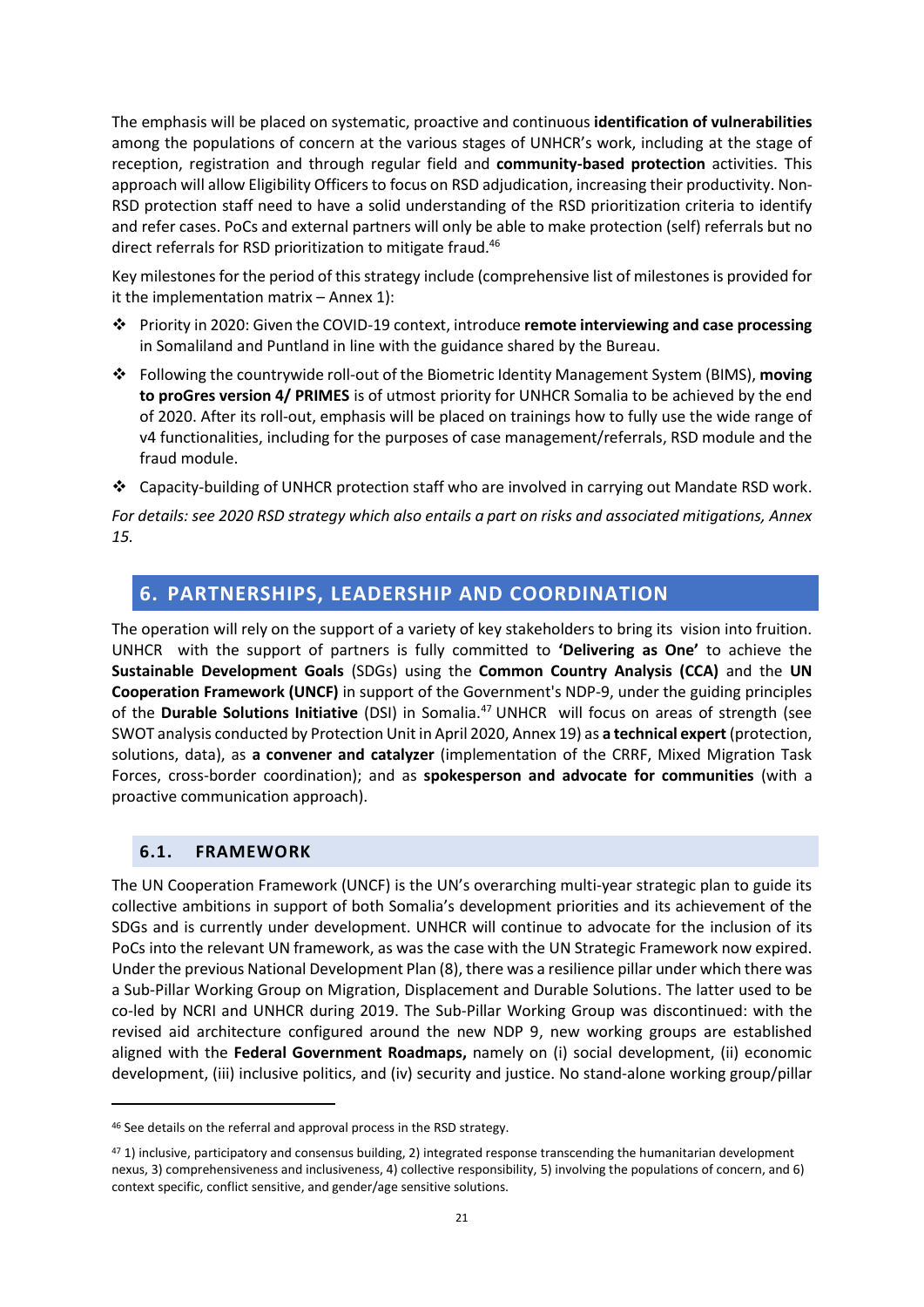The emphasis will be placed on systematic, proactive and continuous **identification of vulnerabilities** among the populations of concern at the various stages of UNHCR's work, including at the stage of reception, registration and through regular field and **community-based protection** activities. This approach will allow Eligibility Officers to focus on RSD adjudication, increasing their productivity. Non-RSD protection staff need to have a solid understanding of the RSD prioritization criteria to identify and refer cases. PoCs and external partners will only be able to make protection (self) referrals but no direct referrals for RSD prioritization to mitigate fraud.[46]

Key milestones for the period of this strategy include (comprehensive list of milestones is provided for it the implementation matrix – Annex 1):

- Priority in 2020: Given the COVID-19 context, introduce **remote interviewing and case processing** in Somaliland and Puntland in line with the guidance shared by the Bureau.
- Following the countrywide roll-out of the Biometric Identity Management System (BIMS), **moving to proGres version 4/ PRIMES** is of utmost priority for UNHCR Somalia to be achieved by the end of 2020. After its roll-out, emphasis will be placed on trainings how to fully use the wide range of v4 functionalities, including for the purposes of case management/referrals, RSD module and the fraud module.
- Capacity-building of UNHCR protection staff who are involved in carrying out Mandate RSD work.

*For details: see 2020 RSD strategy which also entails a part on risks and associated mitigations, Annex 15.*

## 6. PARTNERSHIPS, LEADERSHIP AND COORDINATION

The operation will rely on the support of a variety of key stakeholders to bring its vision into fruition. UNHCR with the support of partners is fully committed to **'Delivering as One'** to achieve the **Sustainable Development Goals** (SDGs) using the **Common Country Analysis (CCA)** and the **UN Cooperation Framework (UNCF)** in support of the Government's NDP-9, under the guiding principles of the **Durable Solutions Initiative** (DSI) in Somalia.[47] UNHCR will focus on areas of strength (see SWOT analysis conducted by Protection Unit in April 2020, Annex 19) as **a technical expert** (protection, solutions, data), as **a convener and catalyzer** (implementation of the CRRF, Mixed Migration Task Forces, cross-border coordination); and as **spokesperson and advocate for communities** (with a proactive communication approach).

### 6.1. FRAMEWORK

The UN Cooperation Framework (UNCF) is the UN's overarching multi-year strategic plan to guide its collective ambitions in support of both Somalia's development priorities and its achievement of the SDGs and is currently under development. UNHCR will continue to advocate for the inclusion of its PoCs into the relevant UN framework, as was the case with the UN Strategic Framework now expired. Under the previous National Development Plan (8), there was a resilience pillar under which there was a Sub-Pillar Working Group on Migration, Displacement and Durable Solutions. The latter used to be co-led by NCRI and UNHCR during 2019. The Sub-Pillar Working Group was discontinued: with the revised aid architecture configured around the new NDP 9, new working groups are established aligned with the **Federal Government Roadmaps,** namely on (i) social development, (ii) economic development, (iii) inclusive politics, and (iv) security and justice. No stand-alone working group/pillar

[46] See details on the referral and approval process in the RSD strategy.

[47] 1) inclusive, participatory and consensus building, 2) integrated response transcending the humanitarian development nexus, 3) comprehensiveness and inclusiveness, 4) collective responsibility, 5) involving the populations of concern, and 6) context specific, conflict sensitive, and gender/age sensitive solutions.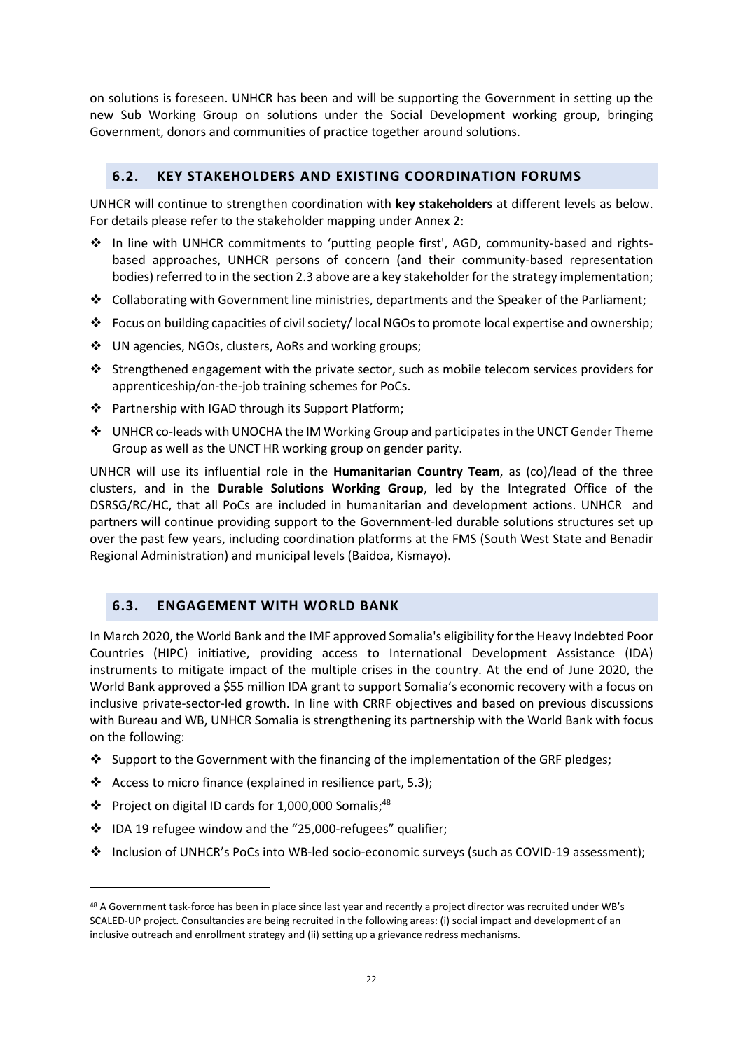on solutions is foreseen. UNHCR has been and will be supporting the Government in setting up the new Sub Working Group on solutions under the Social Development working group, bringing Government, donors and communities of practice together around solutions.

## 6.2. KEY STAKEHOLDERS AND EXISTING COORDINATION FORUMS

UNHCR will continue to strengthen coordination with **key stakeholders** at different levels as below. For details please refer to the stakeholder mapping under Annex 2:

- In line with UNHCR commitments to 'putting people first', AGD, community-based and rights-based approaches, UNHCR persons of concern (and their community-based representation bodies) referred to in the section 2.3 above are a key stakeholder for the strategy implementation;
- Collaborating with Government line ministries, departments and the Speaker of the Parliament;
- Focus on building capacities of civil society/ local NGOs to promote local expertise and ownership;
- UN agencies, NGOs, clusters, AoRs and working groups;
- Strengthened engagement with the private sector, such as mobile telecom services providers for apprenticeship/on-the-job training schemes for PoCs.
- Partnership with IGAD through its Support Platform;
- UNHCR co-leads with UNOCHA the IM Working Group and participates in the UNCT Gender Theme Group as well as the UNCT HR working group on gender parity.

UNHCR will use its influential role in the **Humanitarian Country Team**, as (co)/lead of the three clusters, and in the **Durable Solutions Working Group**, led by the Integrated Office of the DSRSG/RC/HC, that all PoCs are included in humanitarian and development actions. UNHCR and partners will continue providing support to the Government-led durable solutions structures set up over the past few years, including coordination platforms at the FMS (South West State and Benadir Regional Administration) and municipal levels (Baidoa, Kismayo).

## 6.3. ENGAGEMENT WITH WORLD BANK

In March 2020, the World Bank and the IMF approved Somalia's eligibility for the Heavy Indebted Poor Countries (HIPC) initiative, providing access to International Development Assistance (IDA) instruments to mitigate impact of the multiple crises in the country. At the end of June 2020, the World Bank approved a \$55 million IDA grant to support Somalia's economic recovery with a focus on inclusive private-sector-led growth. In line with CRRF objectives and based on previous discussions with Bureau and WB, UNHCR Somalia is strengthening its partnership with the World Bank with focus on the following:

- Support to the Government with the financing of the implementation of the GRF pledges;
- Access to micro finance (explained in resilience part, 5.3);
- Project on digital ID cards for 1,000,000 Somalis;[48]
- IDA 19 refugee window and the "25,000-refugees" qualifier;
- Inclusion of UNHCR's PoCs into WB-led socio-economic surveys (such as COVID-19 assessment);

[48] A Government task-force has been in place since last year and recently a project director was recruited under WB's SCALED-UP project. Consultancies are being recruited in the following areas: (i) social impact and development of an inclusive outreach and enrollment strategy and (ii) setting up a grievance redress mechanisms.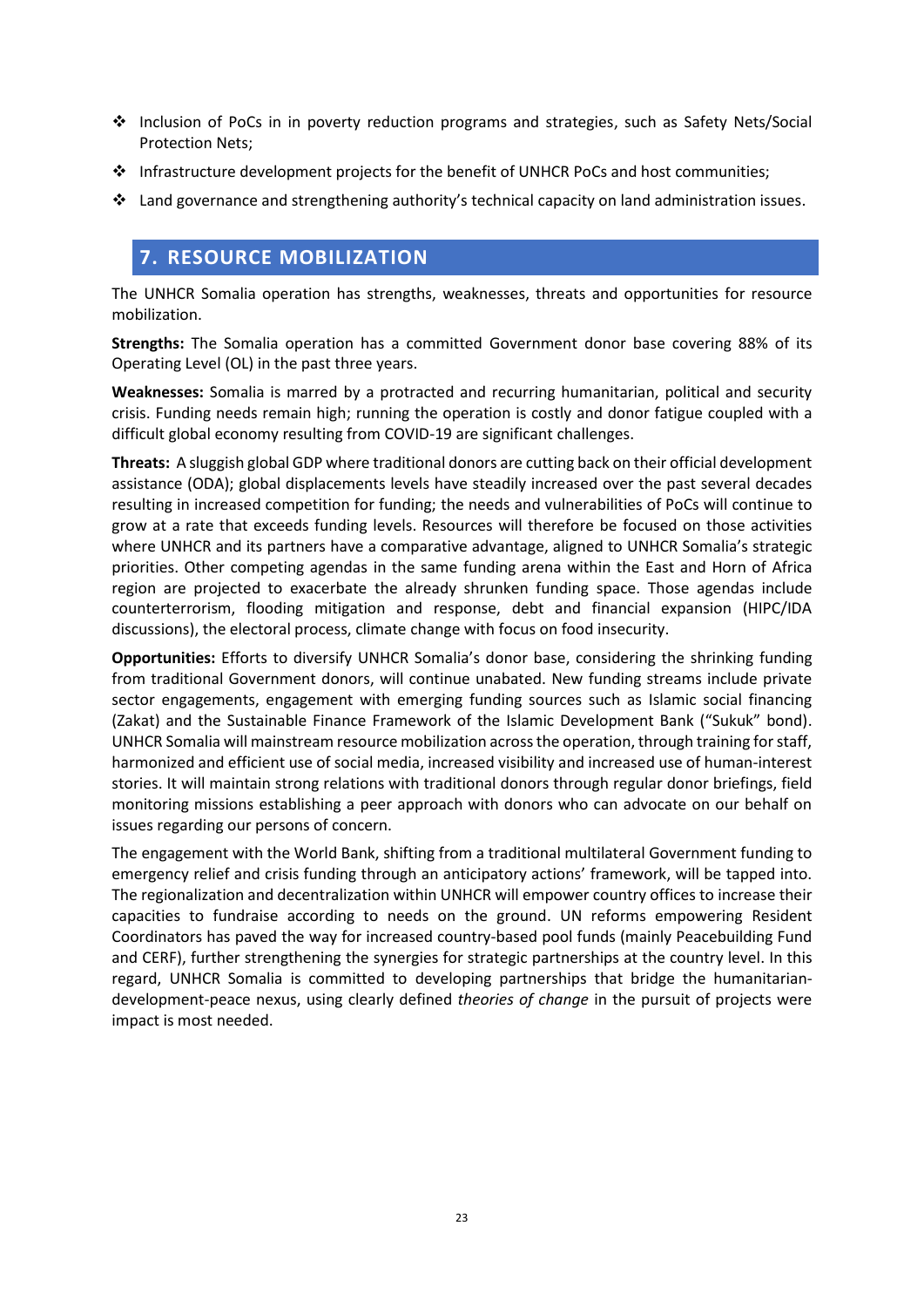- Inclusion of PoCs in in poverty reduction programs and strategies, such as Safety Nets/Social Protection Nets;
- Infrastructure development projects for the benefit of UNHCR PoCs and host communities;
- Land governance and strengthening authority's technical capacity on land administration issues.

## 7. RESOURCE MOBILIZATION

The UNHCR Somalia operation has strengths, weaknesses, threats and opportunities for resource mobilization.

**Strengths:** The Somalia operation has a committed Government donor base covering 88% of its Operating Level (OL) in the past three years.

**Weaknesses:** Somalia is marred by a protracted and recurring humanitarian, political and security crisis. Funding needs remain high; running the operation is costly and donor fatigue coupled with a difficult global economy resulting from COVID-19 are significant challenges.

**Threats:** A sluggish global GDP where traditional donors are cutting back on their official development assistance (ODA); global displacements levels have steadily increased over the past several decades resulting in increased competition for funding; the needs and vulnerabilities of PoCs will continue to grow at a rate that exceeds funding levels. Resources will therefore be focused on those activities where UNHCR and its partners have a comparative advantage, aligned to UNHCR Somalia's strategic priorities. Other competing agendas in the same funding arena within the East and Horn of Africa region are projected to exacerbate the already shrunken funding space. Those agendas include counterterrorism, flooding mitigation and response, debt and financial expansion (HIPC/IDA discussions), the electoral process, climate change with focus on food insecurity.

**Opportunities:** Efforts to diversify UNHCR Somalia's donor base, considering the shrinking funding from traditional Government donors, will continue unabated. New funding streams include private sector engagements, engagement with emerging funding sources such as Islamic social financing (Zakat) and the Sustainable Finance Framework of the Islamic Development Bank ("Sukuk" bond). UNHCR Somalia will mainstream resource mobilization across the operation, through training for staff, harmonized and efficient use of social media, increased visibility and increased use of human-interest stories. It will maintain strong relations with traditional donors through regular donor briefings, field monitoring missions establishing a peer approach with donors who can advocate on our behalf on issues regarding our persons of concern.

The engagement with the World Bank, shifting from a traditional multilateral Government funding to emergency relief and crisis funding through an anticipatory actions' framework, will be tapped into. The regionalization and decentralization within UNHCR will empower country offices to increase their capacities to fundraise according to needs on the ground. UN reforms empowering Resident Coordinators has paved the way for increased country-based pool funds (mainly Peacebuilding Fund and CERF), further strengthening the synergies for strategic partnerships at the country level. In this regard, UNHCR Somalia is committed to developing partnerships that bridge the humanitarian-development-peace nexus, using clearly defined *theories of change* in the pursuit of projects were impact is most needed.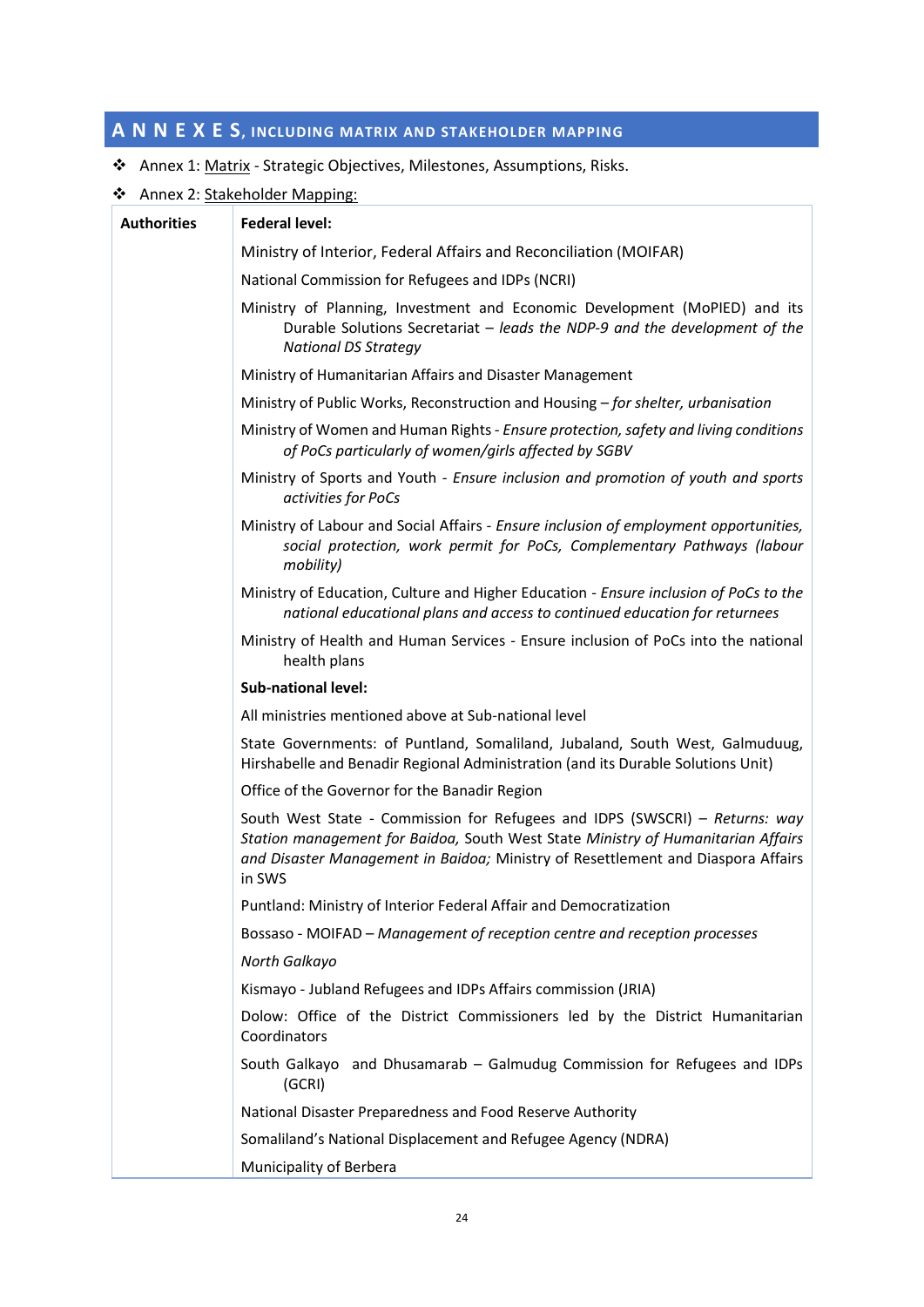## A N N E X E S, INCLUDING MATRIX AND STAKEHOLDER MAPPING

- Annex 1: Matrix - Strategic Objectives, Milestones, Assumptions, Risks.
- Annex 2: Stakeholder Mapping:

| Authorities | **Federal level:** |
|---|---|
| | Ministry of Interior, Federal Affairs and Reconciliation (MOIFAR) |
| | National Commission for Refugees and IDPs (NCRI) |
| | Ministry of Planning, Investment and Economic Development (MoPIED) and its Durable Solutions Secretariat – *leads the NDP-9 and the development of the National DS Strategy* |
| | Ministry of Humanitarian Affairs and Disaster Management |
| | Ministry of Public Works, Reconstruction and Housing – *for shelter, urbanisation* |
| | Ministry of Women and Human Rights - *Ensure protection, safety and living conditions of PoCs particularly of women/girls affected by SGBV* |
| | Ministry of Sports and Youth - *Ensure inclusion and promotion of youth and sports activities for PoCs* |
| | Ministry of Labour and Social Affairs - *Ensure inclusion of employment opportunities, social protection, work permit for PoCs, Complementary Pathways (labour mobility)* |
| | Ministry of Education, Culture and Higher Education - *Ensure inclusion of PoCs to the national educational plans and access to continued education for returnees* |
| | Ministry of Health and Human Services - Ensure inclusion of PoCs into the national health plans |
| | **Sub-national level:** |
| | All ministries mentioned above at Sub-national level |
| | State Governments: of Puntland, Somaliland, Jubaland, South West, Galmuduug, Hirshabelle and Benadir Regional Administration (and its Durable Solutions Unit) |
| | Office of the Governor for the Banadir Region |
| | South West State - Commission for Refugees and IDPS (SWSCRI) – *Returns: way Station management for Baidoa,* South West State *Ministry of Humanitarian Affairs and Disaster Management in Baidoa;* Ministry of Resettlement and Diaspora Affairs in SWS |
| | Puntland: Ministry of Interior Federal Affair and Democratization |
| | Bossaso - MOIFAD – *Management of reception centre and reception processes* |
| | *North Galkayo* |
| | Kismayo - Jubland Refugees and IDPs Affairs commission (JRIA) |
| | Dolow: Office of the District Commissioners led by the District Humanitarian Coordinators |
| | South Galkayo and Dhusamarab – Galmudug Commission for Refugees and IDPs (GCRI) |
| | National Disaster Preparedness and Food Reserve Authority |
| | Somaliland's National Displacement and Refugee Agency (NDRA) |
| | Municipality of Berbera |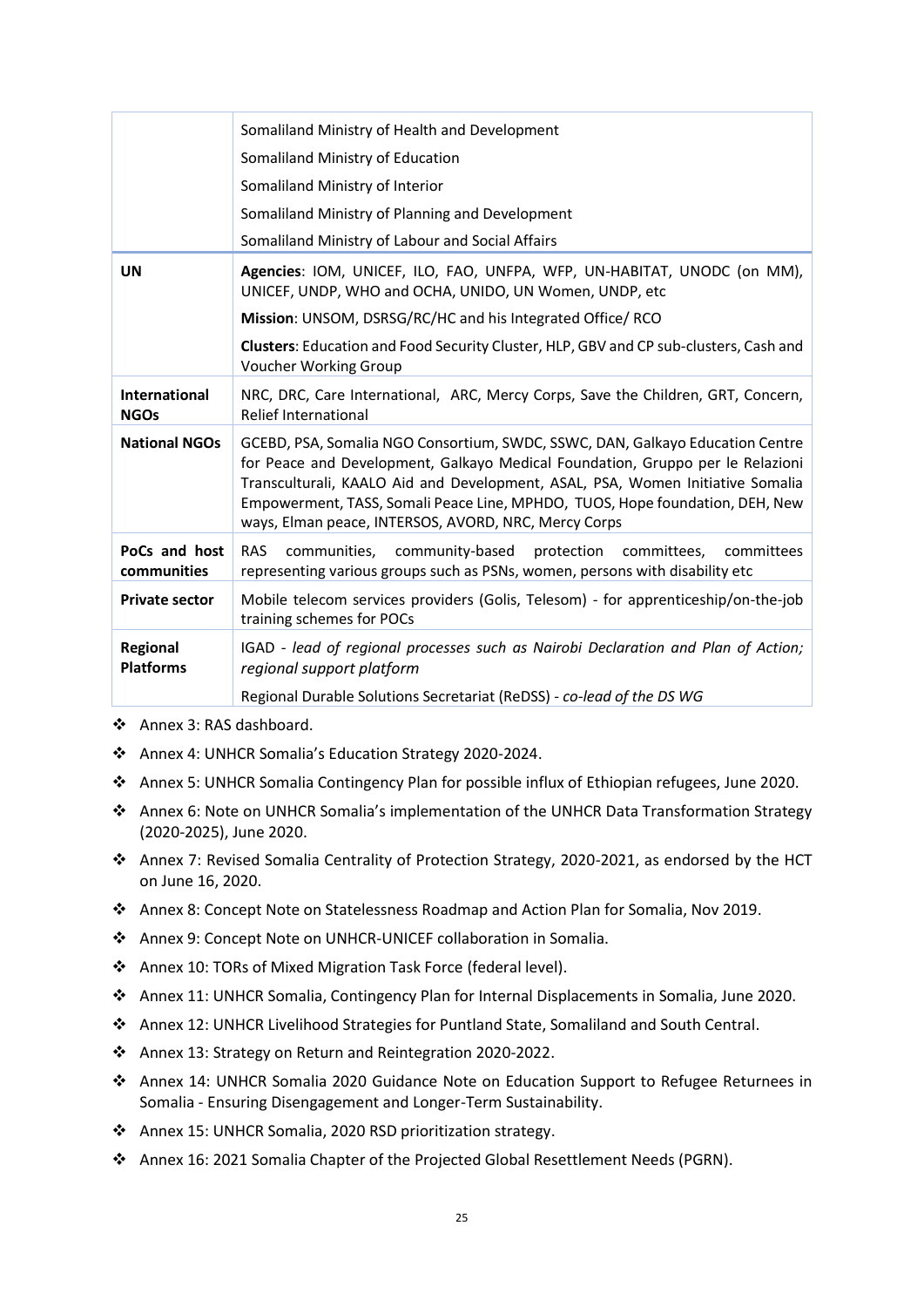| | |
|---|---|
| | Somaliland Ministry of Health and Development<br>Somaliland Ministry of Education<br>Somaliland Ministry of Interior<br>Somaliland Ministry of Planning and Development<br>Somaliland Ministry of Labour and Social Affairs |
| **UN** | **Agencies**: IOM, UNICEF, ILO, FAO, UNFPA, WFP, UN-HABITAT, UNODC (on MM), UNICEF, UNDP, WHO and OCHA, UNIDO, UN Women, UNDP, etc<br>**Mission**: UNSOM, DSRSG/RC/HC and his Integrated Office/ RCO<br>**Clusters**: Education and Food Security Cluster, HLP, GBV and CP sub-clusters, Cash and Voucher Working Group |
| **International NGOs** | NRC, DRC, Care International, ARC, Mercy Corps, Save the Children, GRT, Concern, Relief International |
| **National NGOs** | GCEBD, PSA, Somalia NGO Consortium, SWDC, SSWC, DAN, Galkayo Education Centre for Peace and Development, Galkayo Medical Foundation, Gruppo per le Relazioni Transculturali, KAALO Aid and Development, ASAL, PSA, Women Initiative Somalia Empowerment, TASS, Somali Peace Line, MPHDO, TUOS, Hope foundation, DEH, New ways, Elman peace, INTERSOS, AVORD, NRC, Mercy Corps |
| **PoCs and host communities** | RAS communities, community-based protection committees, committees representing various groups such as PSNs, women, persons with disability etc |
| **Private sector** | Mobile telecom services providers (Golis, Telesom) - for apprenticeship/on-the-job training schemes for POCs |
| **Regional Platforms** | IGAD - *lead of regional processes such as Nairobi Declaration and Plan of Action; regional support platform*<br>Regional Durable Solutions Secretariat (ReDSS) - *co-lead of the DS WG* |

- Annex 3: RAS dashboard.
- Annex 4: UNHCR Somalia's Education Strategy 2020-2024.
- Annex 5: UNHCR Somalia Contingency Plan for possible influx of Ethiopian refugees, June 2020.
- Annex 6: Note on UNHCR Somalia's implementation of the UNHCR Data Transformation Strategy (2020-2025), June 2020.
- Annex 7: Revised Somalia Centrality of Protection Strategy, 2020-2021, as endorsed by the HCT on June 16, 2020.
- Annex 8: Concept Note on Statelessness Roadmap and Action Plan for Somalia, Nov 2019.
- Annex 9: Concept Note on UNHCR-UNICEF collaboration in Somalia.
- Annex 10: TORs of Mixed Migration Task Force (federal level).
- Annex 11: UNHCR Somalia, Contingency Plan for Internal Displacements in Somalia, June 2020.
- Annex 12: UNHCR Livelihood Strategies for Puntland State, Somaliland and South Central.
- Annex 13: Strategy on Return and Reintegration 2020-2022.
- Annex 14: UNHCR Somalia 2020 Guidance Note on Education Support to Refugee Returnees in Somalia - Ensuring Disengagement and Longer-Term Sustainability.
- Annex 15: UNHCR Somalia, 2020 RSD prioritization strategy.
- Annex 16: 2021 Somalia Chapter of the Projected Global Resettlement Needs (PGRN).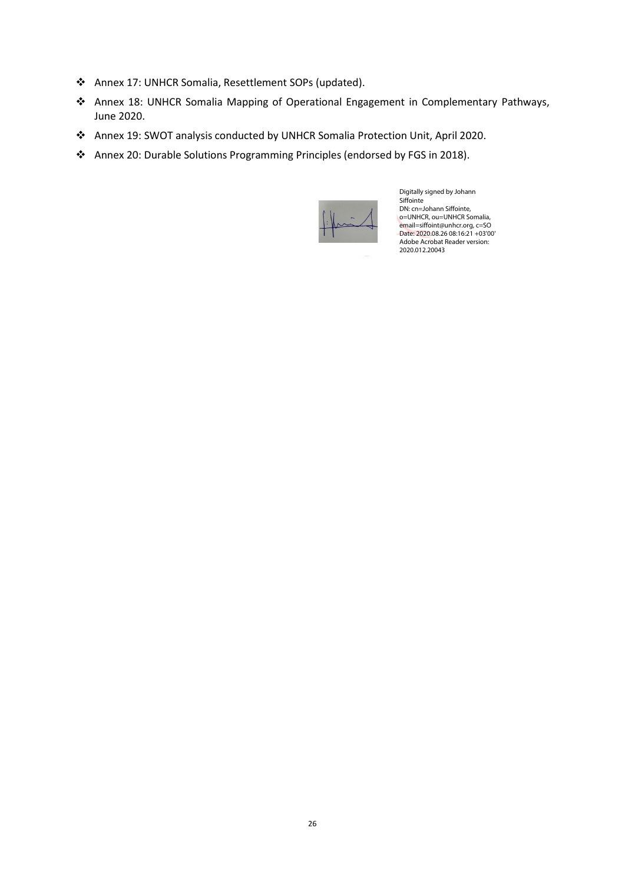- Annex 17: UNHCR Somalia, Resettlement SOPs (updated).
- Annex 18: UNHCR Somalia Mapping of Operational Engagement in Complementary Pathways, June 2020.
- Annex 19: SWOT analysis conducted by UNHCR Somalia Protection Unit, April 2020.
- Annex 20: Durable Solutions Programming Principles (endorsed by FGS in 2018).

Digitally signed by Johann Siffointe
DN: cn=Johann Siffointe, o=UNHCR, ou=UNHCR Somalia, email=siffoint@unhcr.org, c=SO
Date: 2020.08.26 08:16:21 +03'00'
Adobe Acrobat Reader version: 2020.012.20043